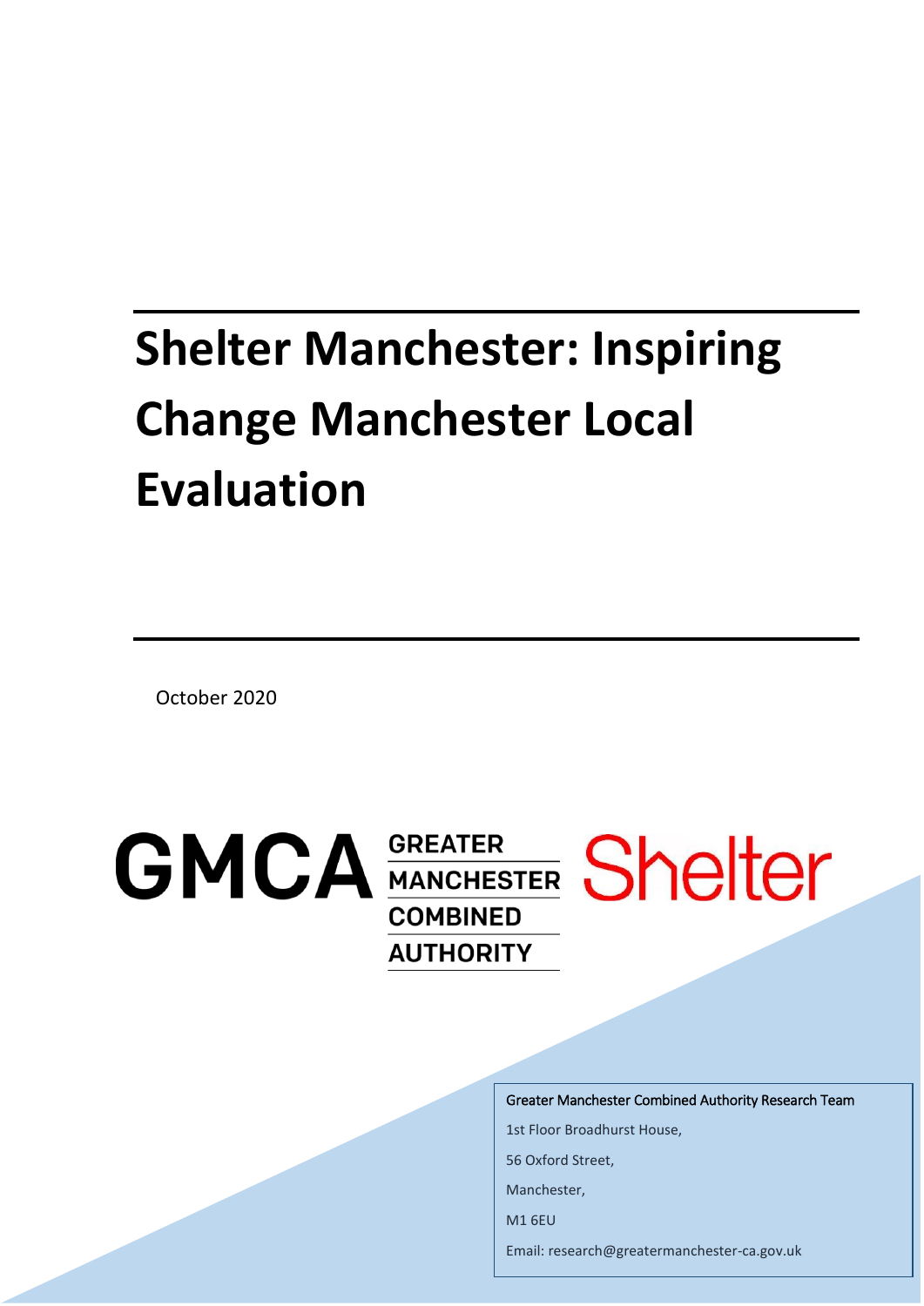# Shelter Manchester: Inspiring Change Manchester Local Evaluation

October 2020

GMCA GREATER MANCHESTER COMBINED AUTHORITY

Shelter

Greater Manchester Combined Authority Research Team

1st Floor Broadhurst House,

56 Oxford Street,

Manchester,

M1 6EU

Email: research@greatermanchester-ca.gov.uk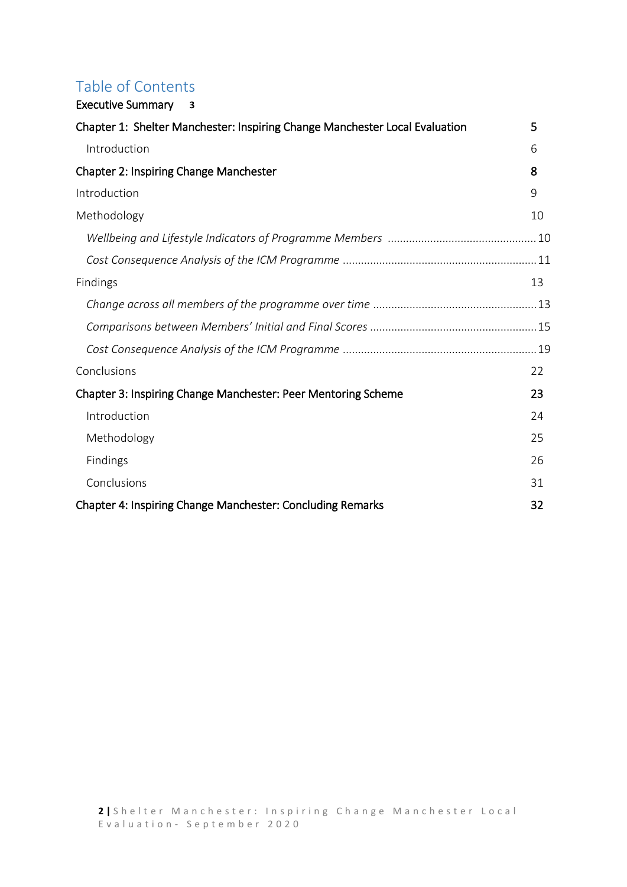# Table of Contents

**Executive Summary** **3**

**Chapter 1: Shelter Manchester: Inspiring Change Manchester Local Evaluation** **5**

- Introduction 6

**Chapter 2: Inspiring Change Manchester** **8**

Introduction 9

Methodology 10

- *Wellbeing and Lifestyle Indicators of Programme Members* ........ 10
- *Cost Consequence Analysis of the ICM Programme* ........ 11

Findings 13

- *Change across all members of the programme over time* ........ 13
- *Comparisons between Members' Initial and Final Scores* ........ 15
- *Cost Consequence Analysis of the ICM Programme* ........ 19

Conclusions 22

**Chapter 3: Inspiring Change Manchester: Peer Mentoring Scheme** **23**

- Introduction 24
- Methodology 25
- Findings 26
- Conclusions 31

**Chapter 4: Inspiring Change Manchester: Concluding Remarks** **32**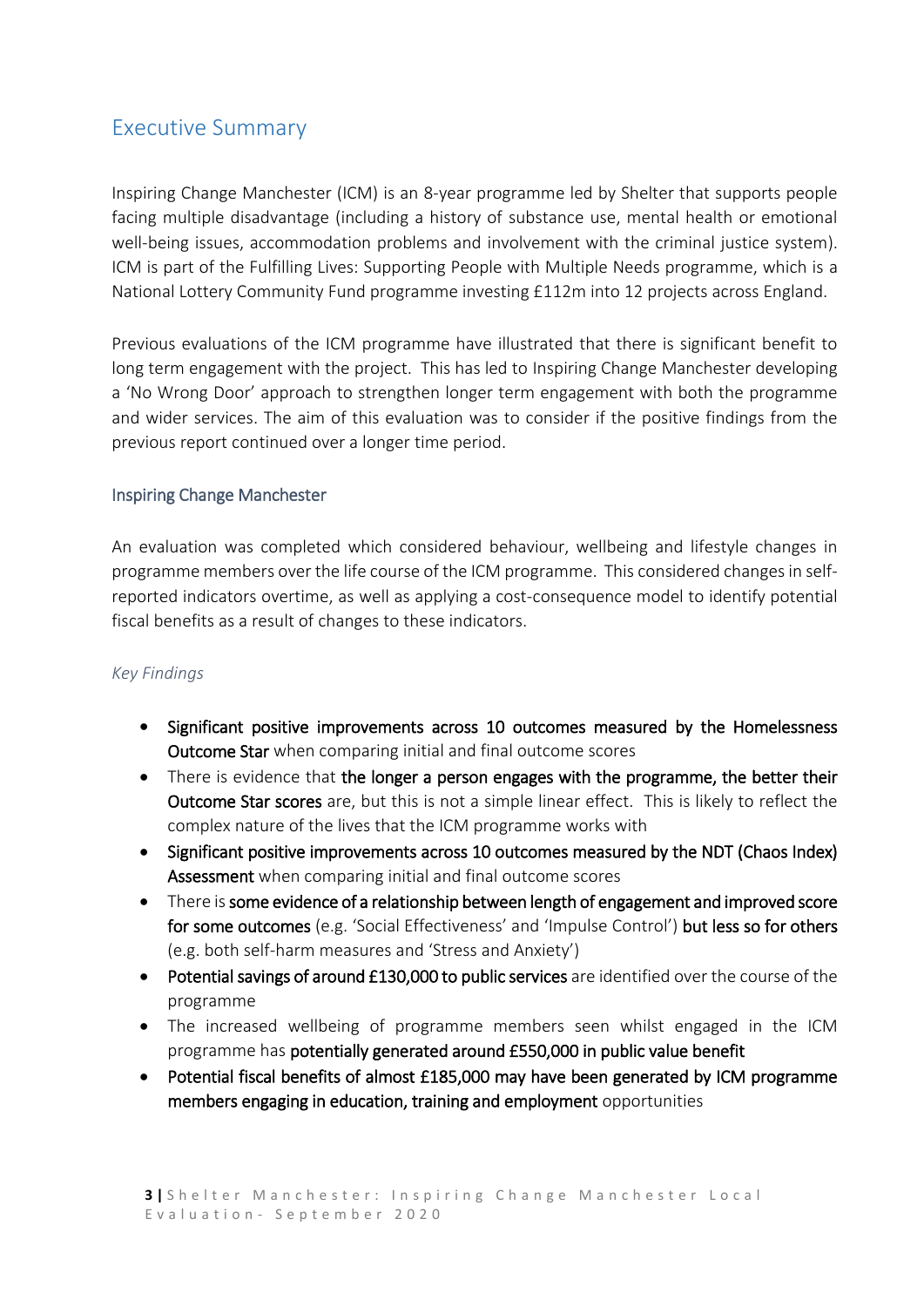## Executive Summary

Inspiring Change Manchester (ICM) is an 8-year programme led by Shelter that supports people facing multiple disadvantage (including a history of substance use, mental health or emotional well-being issues, accommodation problems and involvement with the criminal justice system). ICM is part of the Fulfilling Lives: Supporting People with Multiple Needs programme, which is a National Lottery Community Fund programme investing £112m into 12 projects across England.

Previous evaluations of the ICM programme have illustrated that there is significant benefit to long term engagement with the project. This has led to Inspiring Change Manchester developing a 'No Wrong Door' approach to strengthen longer term engagement with both the programme and wider services. The aim of this evaluation was to consider if the positive findings from the previous report continued over a longer time period.

### Inspiring Change Manchester

An evaluation was completed which considered behaviour, wellbeing and lifestyle changes in programme members over the life course of the ICM programme. This considered changes in self-reported indicators overtime, as well as applying a cost-consequence model to identify potential fiscal benefits as a result of changes to these indicators.

*Key Findings*

- **Significant positive improvements across 10 outcomes measured by the Homelessness Outcome Star** when comparing initial and final outcome scores
- There is evidence that **the longer a person engages with the programme, the better their Outcome Star scores** are, but this is not a simple linear effect. This is likely to reflect the complex nature of the lives that the ICM programme works with
- **Significant positive improvements across 10 outcomes measured by the NDT (Chaos Index) Assessment** when comparing initial and final outcome scores
- There is **some evidence of a relationship between length of engagement and improved score for some outcomes** (e.g. 'Social Effectiveness' and 'Impulse Control') **but less so for others** (e.g. both self-harm measures and 'Stress and Anxiety')
- **Potential savings of around £130,000 to public services** are identified over the course of the programme
- The increased wellbeing of programme members seen whilst engaged in the ICM programme has **potentially generated around £550,000 in public value benefit**
- **Potential fiscal benefits of almost £185,000 may have been generated by ICM programme members engaging in education, training and employment** opportunities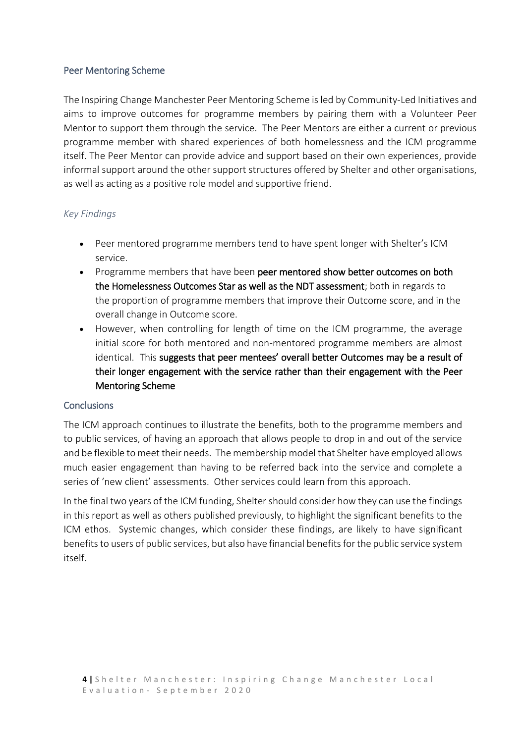## Peer Mentoring Scheme

The Inspiring Change Manchester Peer Mentoring Scheme is led by Community-Led Initiatives and aims to improve outcomes for programme members by pairing them with a Volunteer Peer Mentor to support them through the service. The Peer Mentors are either a current or previous programme member with shared experiences of both homelessness and the ICM programme itself. The Peer Mentor can provide advice and support based on their own experiences, provide informal support around the other support structures offered by Shelter and other organisations, as well as acting as a positive role model and supportive friend.

### *Key Findings*

- Peer mentored programme members tend to have spent longer with Shelter's ICM service.
- Programme members that have been **peer mentored show better outcomes on both the Homelessness Outcomes Star as well as the NDT assessment**; both in regards to the proportion of programme members that improve their Outcome score, and in the overall change in Outcome score.
- However, when controlling for length of time on the ICM programme, the average initial score for both mentored and non-mentored programme members are almost identical. This **suggests that peer mentees' overall better Outcomes may be a result of their longer engagement with the service rather than their engagement with the Peer Mentoring Scheme**

## Conclusions

The ICM approach continues to illustrate the benefits, both to the programme members and to public services, of having an approach that allows people to drop in and out of the service and be flexible to meet their needs. The membership model that Shelter have employed allows much easier engagement than having to be referred back into the service and complete a series of 'new client' assessments. Other services could learn from this approach.

In the final two years of the ICM funding, Shelter should consider how they can use the findings in this report as well as others published previously, to highlight the significant benefits to the ICM ethos. Systemic changes, which consider these findings, are likely to have significant benefits to users of public services, but also have financial benefits for the public service system itself.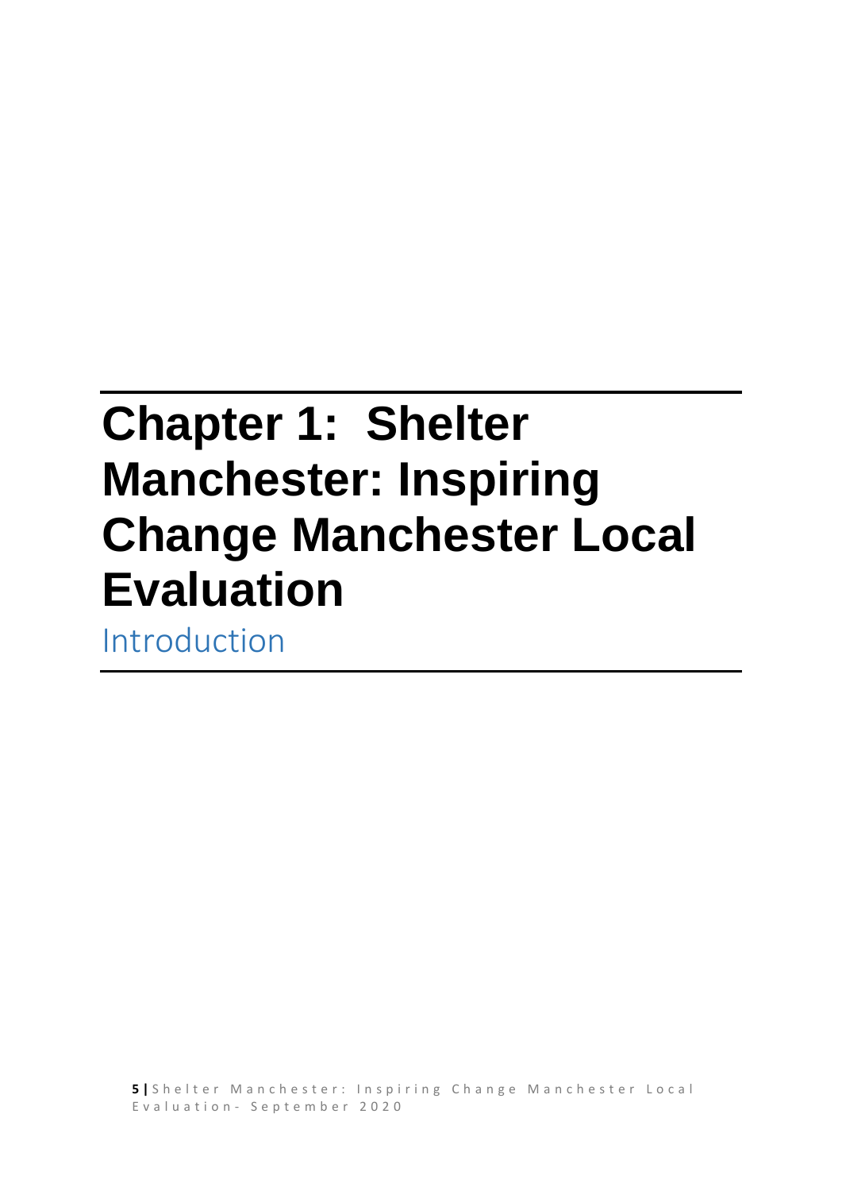# Chapter 1: Shelter Manchester: Inspiring Change Manchester Local Evaluation

## Introduction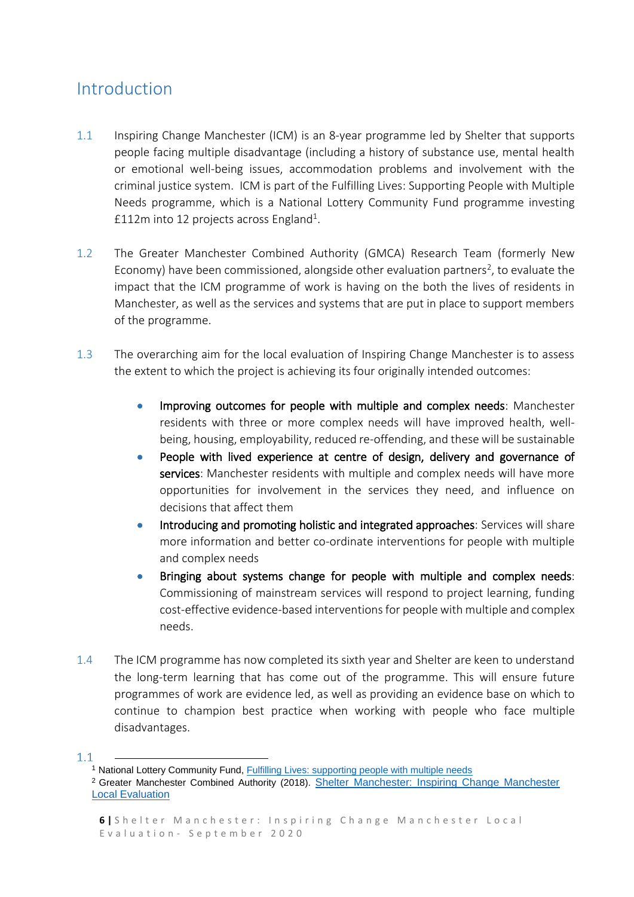## Introduction

1.1 Inspiring Change Manchester (ICM) is an 8-year programme led by Shelter that supports people facing multiple disadvantage (including a history of substance use, mental health or emotional well-being issues, accommodation problems and involvement with the criminal justice system. ICM is part of the Fulfilling Lives: Supporting People with Multiple Needs programme, which is a National Lottery Community Fund programme investing £112m into 12 projects across England[1].

1.2 The Greater Manchester Combined Authority (GMCA) Research Team (formerly New Economy) have been commissioned, alongside other evaluation partners[2], to evaluate the impact that the ICM programme of work is having on the both the lives of residents in Manchester, as well as the services and systems that are put in place to support members of the programme.

1.3 The overarching aim for the local evaluation of Inspiring Change Manchester is to assess the extent to which the project is achieving its four originally intended outcomes:

- **Improving outcomes for people with multiple and complex needs**: Manchester residents with three or more complex needs will have improved health, well-being, housing, employability, reduced re-offending, and these will be sustainable
- **People with lived experience at centre of design, delivery and governance of services**: Manchester residents with multiple and complex needs will have more opportunities for involvement in the services they need, and influence on decisions that affect them
- **Introducing and promoting holistic and integrated approaches**: Services will share more information and better co-ordinate interventions for people with multiple and complex needs
- **Bringing about systems change for people with multiple and complex needs**: Commissioning of mainstream services will respond to project learning, funding cost-effective evidence-based interventions for people with multiple and complex needs.

1.4 The ICM programme has now completed its sixth year and Shelter are keen to understand the long-term learning that has come out of the programme. This will ensure future programmes of work are evidence led, as well as providing an evidence base on which to continue to champion best practice when working with people who face multiple disadvantages.

---

[1] National Lottery Community Fund, Fulfilling Lives: supporting people with multiple needs

[2] Greater Manchester Combined Authority (2018). Shelter Manchester: Inspiring Change Manchester Local Evaluation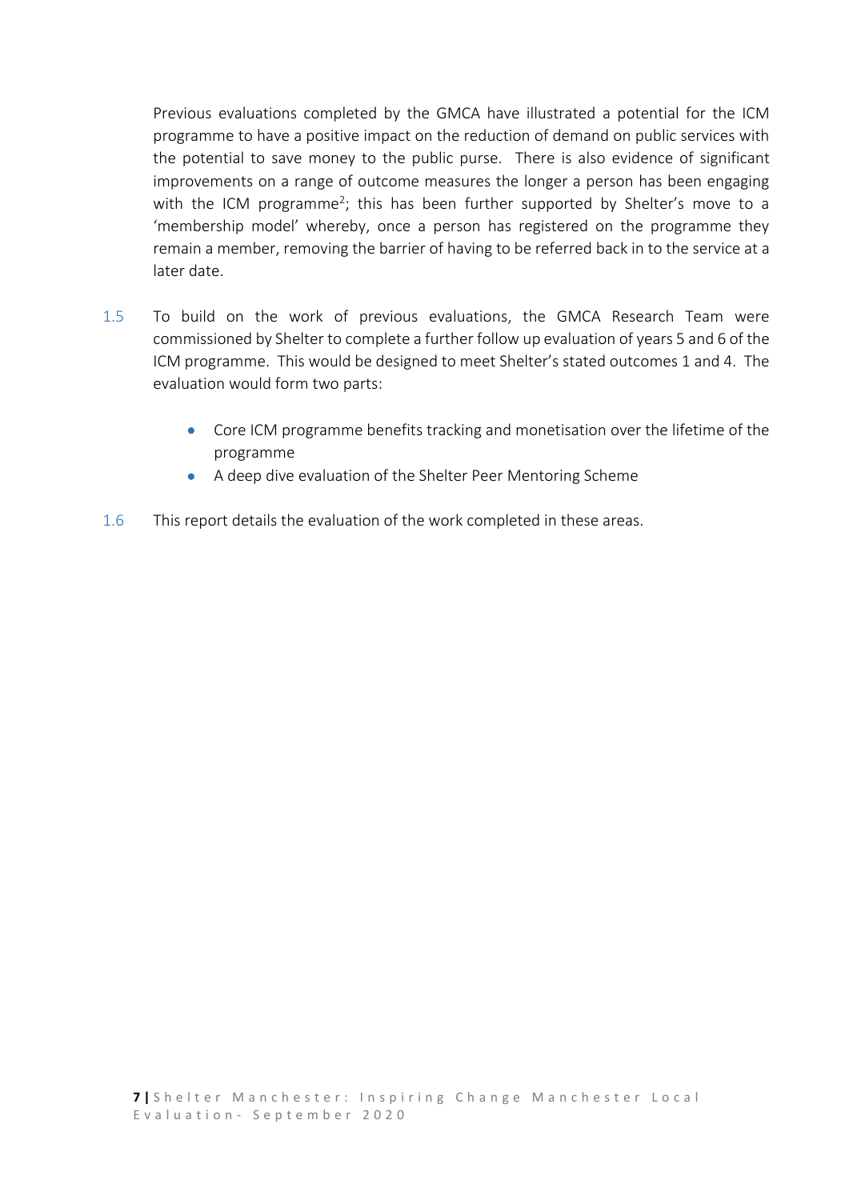Previous evaluations completed by the GMCA have illustrated a potential for the ICM programme to have a positive impact on the reduction of demand on public services with the potential to save money to the public purse. There is also evidence of significant improvements on a range of outcome measures the longer a person has been engaging with the ICM programme[2]; this has been further supported by Shelter's move to a 'membership model' whereby, once a person has registered on the programme they remain a member, removing the barrier of having to be referred back in to the service at a later date.

1.5 To build on the work of previous evaluations, the GMCA Research Team were commissioned by Shelter to complete a further follow up evaluation of years 5 and 6 of the ICM programme. This would be designed to meet Shelter's stated outcomes 1 and 4. The evaluation would form two parts:

- Core ICM programme benefits tracking and monetisation over the lifetime of the programme
- A deep dive evaluation of the Shelter Peer Mentoring Scheme

1.6 This report details the evaluation of the work completed in these areas.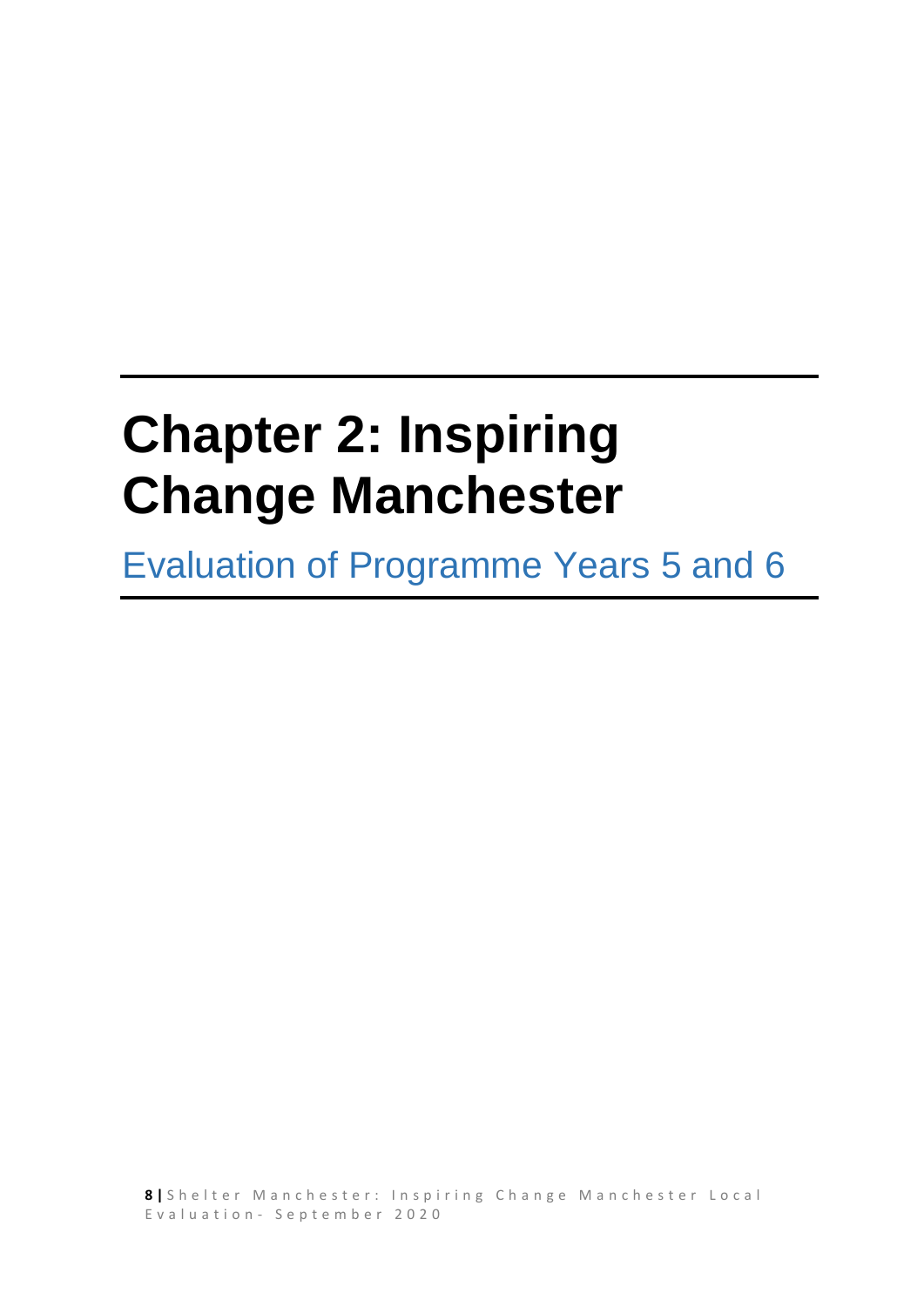# Chapter 2: Inspiring Change Manchester

## Evaluation of Programme Years 5 and 6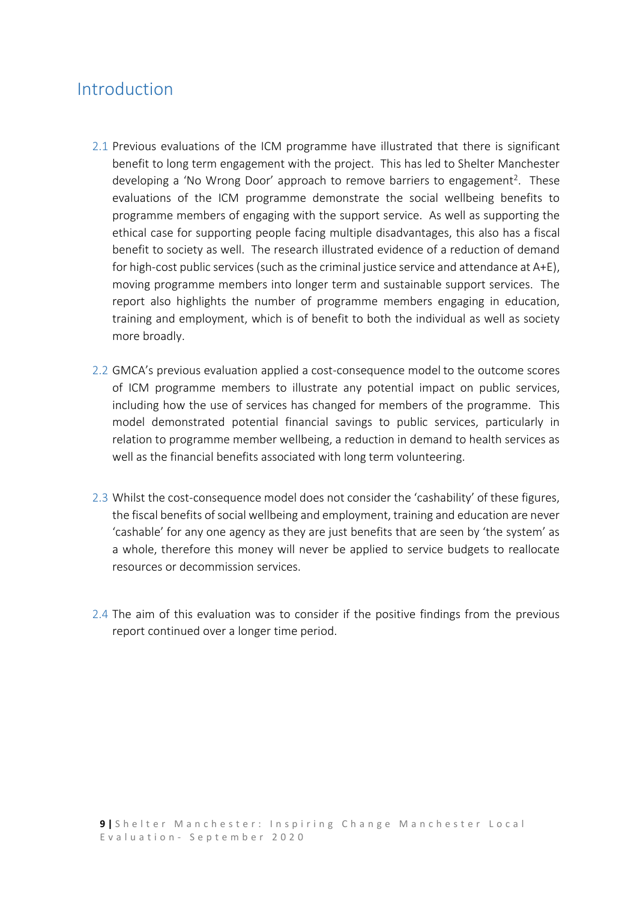## Introduction

2.1 Previous evaluations of the ICM programme have illustrated that there is significant benefit to long term engagement with the project. This has led to Shelter Manchester developing a 'No Wrong Door' approach to remove barriers to engagement[2]. These evaluations of the ICM programme demonstrate the social wellbeing benefits to programme members of engaging with the support service. As well as supporting the ethical case for supporting people facing multiple disadvantages, this also has a fiscal benefit to society as well. The research illustrated evidence of a reduction of demand for high-cost public services (such as the criminal justice service and attendance at A+E), moving programme members into longer term and sustainable support services. The report also highlights the number of programme members engaging in education, training and employment, which is of benefit to both the individual as well as society more broadly.

2.2 GMCA's previous evaluation applied a cost-consequence model to the outcome scores of ICM programme members to illustrate any potential impact on public services, including how the use of services has changed for members of the programme. This model demonstrated potential financial savings to public services, particularly in relation to programme member wellbeing, a reduction in demand to health services as well as the financial benefits associated with long term volunteering.

2.3 Whilst the cost-consequence model does not consider the 'cashability' of these figures, the fiscal benefits of social wellbeing and employment, training and education are never 'cashable' for any one agency as they are just benefits that are seen by 'the system' as a whole, therefore this money will never be applied to service budgets to reallocate resources or decommission services.

2.4 The aim of this evaluation was to consider if the positive findings from the previous report continued over a longer time period.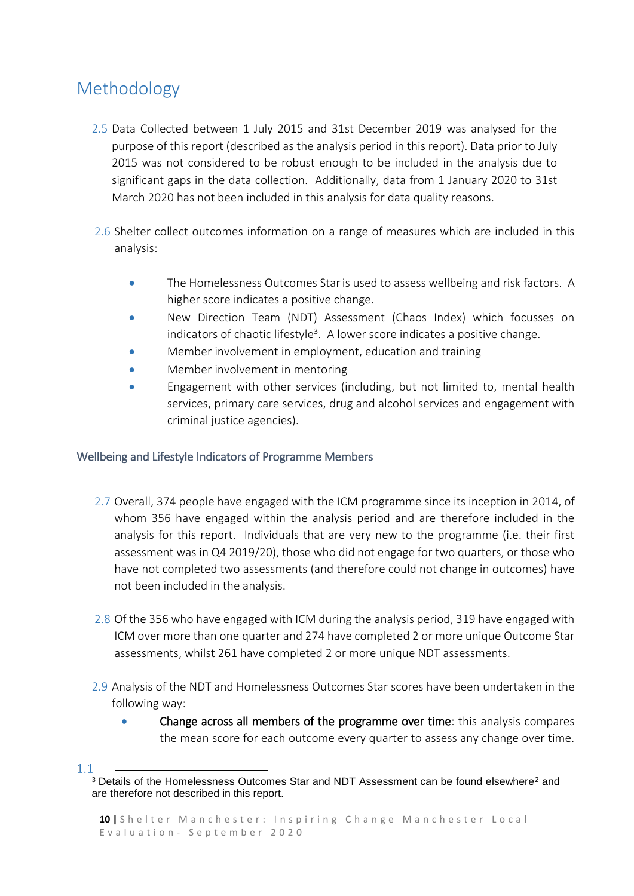# Methodology

2.5 Data Collected between 1 July 2015 and 31st December 2019 was analysed for the purpose of this report (described as the analysis period in this report). Data prior to July 2015 was not considered to be robust enough to be included in the analysis due to significant gaps in the data collection. Additionally, data from 1 January 2020 to 31st March 2020 has not been included in this analysis for data quality reasons.

2.6 Shelter collect outcomes information on a range of measures which are included in this analysis:

- The Homelessness Outcomes Star is used to assess wellbeing and risk factors. A higher score indicates a positive change.
- New Direction Team (NDT) Assessment (Chaos Index) which focusses on indicators of chaotic lifestyle[3]. A lower score indicates a positive change.
- Member involvement in employment, education and training
- Member involvement in mentoring
- Engagement with other services (including, but not limited to, mental health services, primary care services, drug and alcohol services and engagement with criminal justice agencies).

## Wellbeing and Lifestyle Indicators of Programme Members

2.7 Overall, 374 people have engaged with the ICM programme since its inception in 2014, of whom 356 have engaged within the analysis period and are therefore included in the analysis for this report. Individuals that are very new to the programme (i.e. their first assessment was in Q4 2019/20), those who did not engage for two quarters, or those who have not completed two assessments (and therefore could not change in outcomes) have not been included in the analysis.

2.8 Of the 356 who have engaged with ICM during the analysis period, 319 have engaged with ICM over more than one quarter and 274 have completed 2 or more unique Outcome Star assessments, whilst 261 have completed 2 or more unique NDT assessments.

2.9 Analysis of the NDT and Homelessness Outcomes Star scores have been undertaken in the following way:

- Change across all members of the programme over time: this analysis compares the mean score for each outcome every quarter to assess any change over time.

1.1

[3] Details of the Homelessness Outcomes Star and NDT Assessment can be found elsewhere[2] and are therefore not described in this report.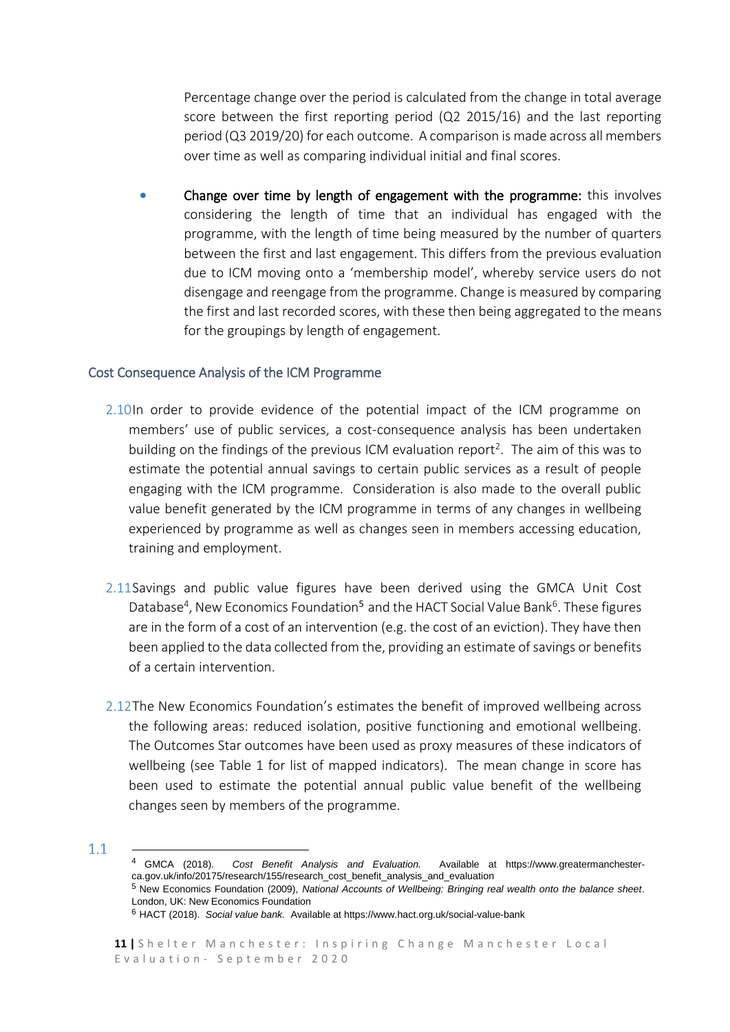Percentage change over the period is calculated from the change in total average score between the first reporting period (Q2 2015/16) and the last reporting period (Q3 2019/20) for each outcome. A comparison is made across all members over time as well as comparing individual initial and final scores.

- **Change over time by length of engagement with the programme:** this involves considering the length of time that an individual has engaged with the programme, with the length of time being measured by the number of quarters between the first and last engagement. This differs from the previous evaluation due to ICM moving onto a 'membership model', whereby service users do not disengage and reengage from the programme. Change is measured by comparing the first and last recorded scores, with these then being aggregated to the means for the groupings by length of engagement.

### Cost Consequence Analysis of the ICM Programme

2.10 In order to provide evidence of the potential impact of the ICM programme on members' use of public services, a cost-consequence analysis has been undertaken building on the findings of the previous ICM evaluation report[2]. The aim of this was to estimate the potential annual savings to certain public services as a result of people engaging with the ICM programme. Consideration is also made to the overall public value benefit generated by the ICM programme in terms of any changes in wellbeing experienced by programme as well as changes seen in members accessing education, training and employment.

2.11 Savings and public value figures have been derived using the GMCA Unit Cost Database[4], New Economics Foundation[5] and the HACT Social Value Bank[6]. These figures are in the form of a cost of an intervention (e.g. the cost of an eviction). They have then been applied to the data collected from the, providing an estimate of savings or benefits of a certain intervention.

2.12 The New Economics Foundation's estimates the benefit of improved wellbeing across the following areas: reduced isolation, positive functioning and emotional wellbeing. The Outcomes Star outcomes have been used as proxy measures of these indicators of wellbeing (see Table 1 for list of mapped indicators). The mean change in score has been used to estimate the potential annual public value benefit of the wellbeing changes seen by members of the programme.

1.1

---

[4] GMCA (2018). *Cost Benefit Analysis and Evaluation.* Available at https://www.greatermanchester-ca.gov.uk/info/20175/research/155/research_cost_benefit_analysis_and_evaluation

[5] New Economics Foundation (2009), *National Accounts of Wellbeing: Bringing real wealth onto the balance sheet*. London, UK: New Economics Foundation

[6] HACT (2018). *Social value bank.* Available at https://www.hact.org.uk/social-value-bank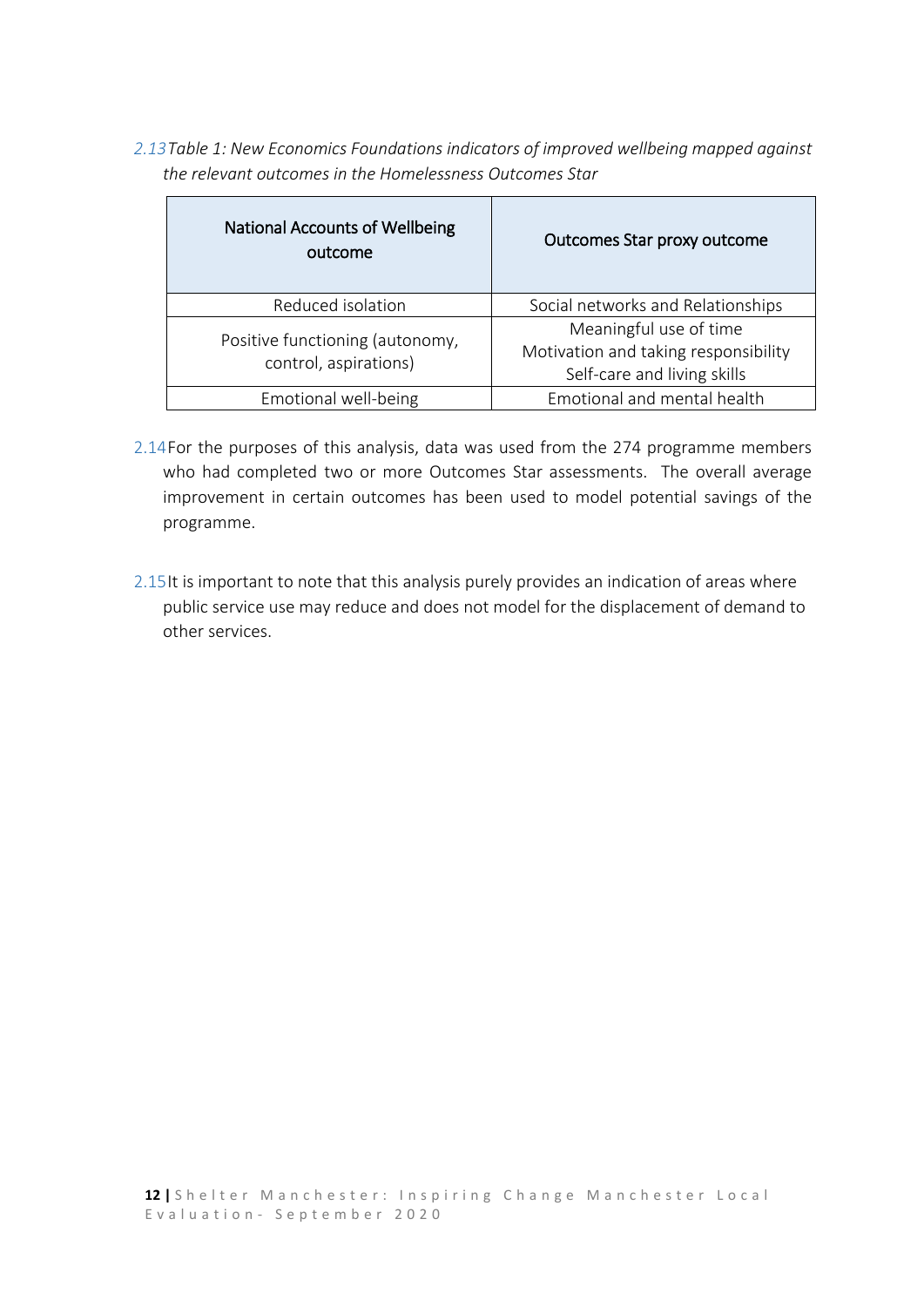2.13 *Table 1: New Economics Foundations indicators of improved wellbeing mapped against the relevant outcomes in the Homelessness Outcomes Star*

| National Accounts of Wellbeing outcome | Outcomes Star proxy outcome |
|---|---|
| Reduced isolation | Social networks and Relationships |
| Positive functioning (autonomy, control, aspirations) | Meaningful use of time<br>Motivation and taking responsibility<br>Self-care and living skills |
| Emotional well-being | Emotional and mental health |

2.14 For the purposes of this analysis, data was used from the 274 programme members who had completed two or more Outcomes Star assessments. The overall average improvement in certain outcomes has been used to model potential savings of the programme.

2.15 It is important to note that this analysis purely provides an indication of areas where public service use may reduce and does not model for the displacement of demand to other services.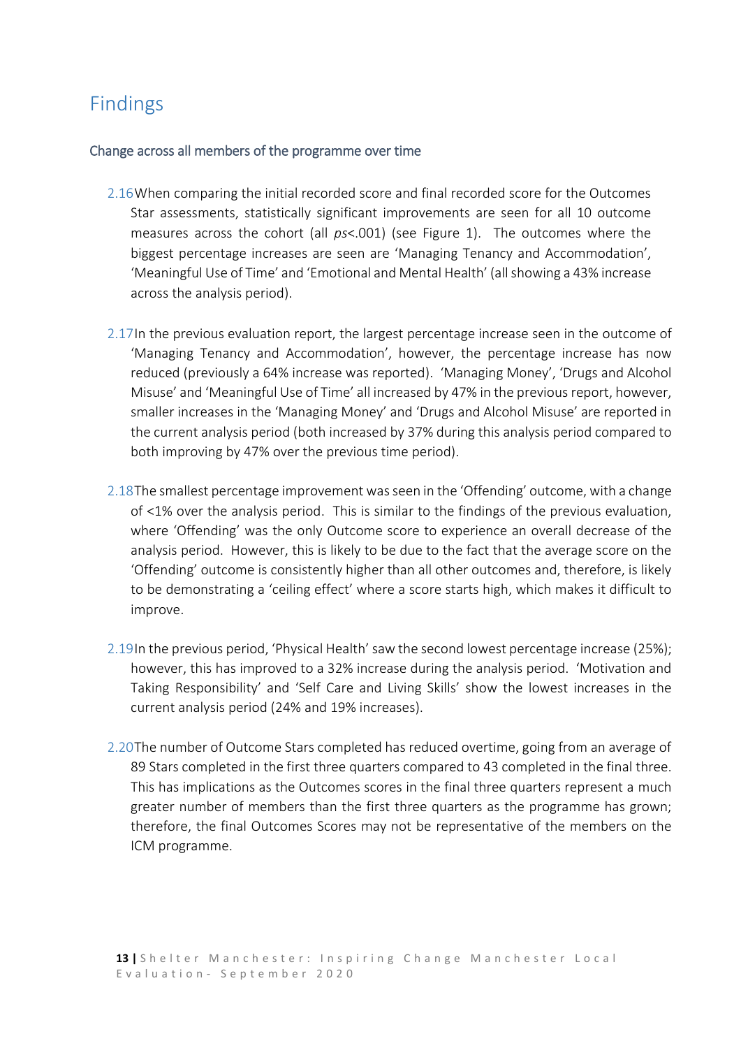# Findings

### Change across all members of the programme over time

2.16 When comparing the initial recorded score and final recorded score for the Outcomes Star assessments, statistically significant improvements are seen for all 10 outcome measures across the cohort (all *ps*<.001) (see Figure 1). The outcomes where the biggest percentage increases are seen are 'Managing Tenancy and Accommodation', 'Meaningful Use of Time' and 'Emotional and Mental Health' (all showing a 43% increase across the analysis period).

2.17 In the previous evaluation report, the largest percentage increase seen in the outcome of 'Managing Tenancy and Accommodation', however, the percentage increase has now reduced (previously a 64% increase was reported). 'Managing Money', 'Drugs and Alcohol Misuse' and 'Meaningful Use of Time' all increased by 47% in the previous report, however, smaller increases in the 'Managing Money' and 'Drugs and Alcohol Misuse' are reported in the current analysis period (both increased by 37% during this analysis period compared to both improving by 47% over the previous time period).

2.18 The smallest percentage improvement was seen in the 'Offending' outcome, with a change of <1% over the analysis period. This is similar to the findings of the previous evaluation, where 'Offending' was the only Outcome score to experience an overall decrease of the analysis period. However, this is likely to be due to the fact that the average score on the 'Offending' outcome is consistently higher than all other outcomes and, therefore, is likely to be demonstrating a 'ceiling effect' where a score starts high, which makes it difficult to improve.

2.19 In the previous period, 'Physical Health' saw the second lowest percentage increase (25%); however, this has improved to a 32% increase during the analysis period. 'Motivation and Taking Responsibility' and 'Self Care and Living Skills' show the lowest increases in the current analysis period (24% and 19% increases).

2.20 The number of Outcome Stars completed has reduced overtime, going from an average of 89 Stars completed in the first three quarters compared to 43 completed in the final three. This has implications as the Outcomes scores in the final three quarters represent a much greater number of members than the first three quarters as the programme has grown; therefore, the final Outcomes Scores may not be representative of the members on the ICM programme.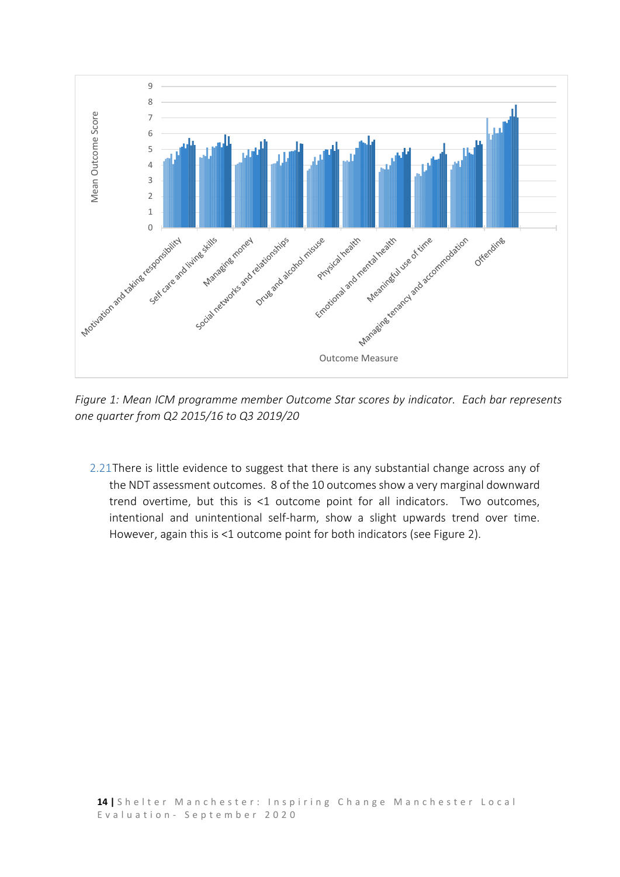*Figure 1: Mean ICM programme member Outcome Star scores by indicator. Each bar represents one quarter from Q2 2015/16 to Q3 2019/20*

2.21 There is little evidence to suggest that there is any substantial change across any of the NDT assessment outcomes. 8 of the 10 outcomes show a very marginal downward trend overtime, but this is <1 outcome point for all indicators. Two outcomes, intentional and unintentional self-harm, show a slight upwards trend over time. However, again this is <1 outcome point for both indicators (see Figure 2).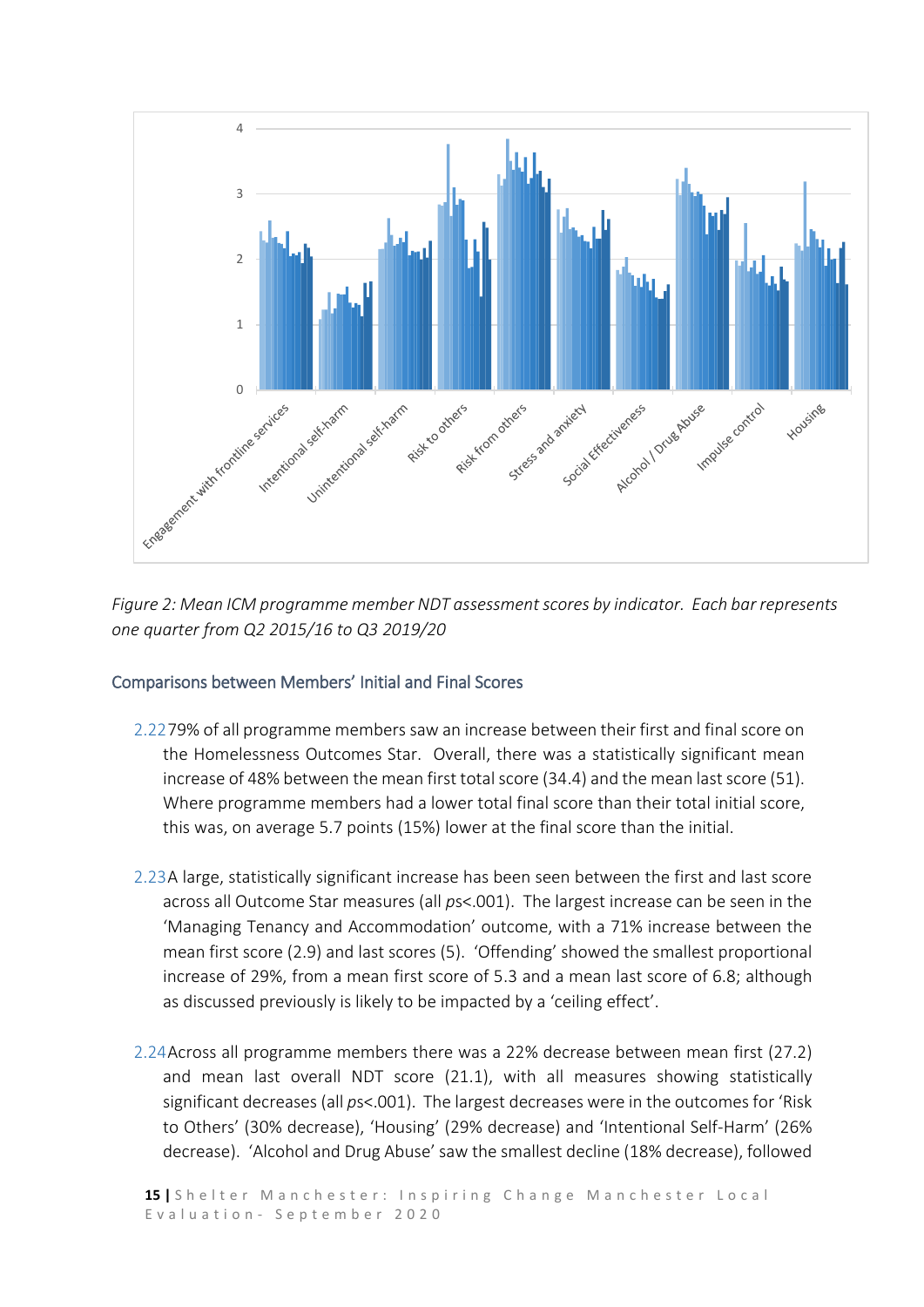*Figure 2: Mean ICM programme member NDT assessment scores by indicator. Each bar represents one quarter from Q2 2015/16 to Q3 2019/20*

### Comparisons between Members' Initial and Final Scores

2.22 79% of all programme members saw an increase between their first and final score on the Homelessness Outcomes Star. Overall, there was a statistically significant mean increase of 48% between the mean first total score (34.4) and the mean last score (51). Where programme members had a lower total final score than their total initial score, this was, on average 5.7 points (15%) lower at the final score than the initial.

2.23 A large, statistically significant increase has been seen between the first and last score across all Outcome Star measures (all *ps*<.001). The largest increase can be seen in the 'Managing Tenancy and Accommodation' outcome, with a 71% increase between the mean first score (2.9) and last scores (5). 'Offending' showed the smallest proportional increase of 29%, from a mean first score of 5.3 and a mean last score of 6.8; although as discussed previously is likely to be impacted by a 'ceiling effect'.

2.24 Across all programme members there was a 22% decrease between mean first (27.2) and mean last overall NDT score (21.1), with all measures showing statistically significant decreases (all *ps*<.001). The largest decreases were in the outcomes for 'Risk to Others' (30% decrease), 'Housing' (29% decrease) and 'Intentional Self-Harm' (26% decrease). 'Alcohol and Drug Abuse' saw the smallest decline (18% decrease), followed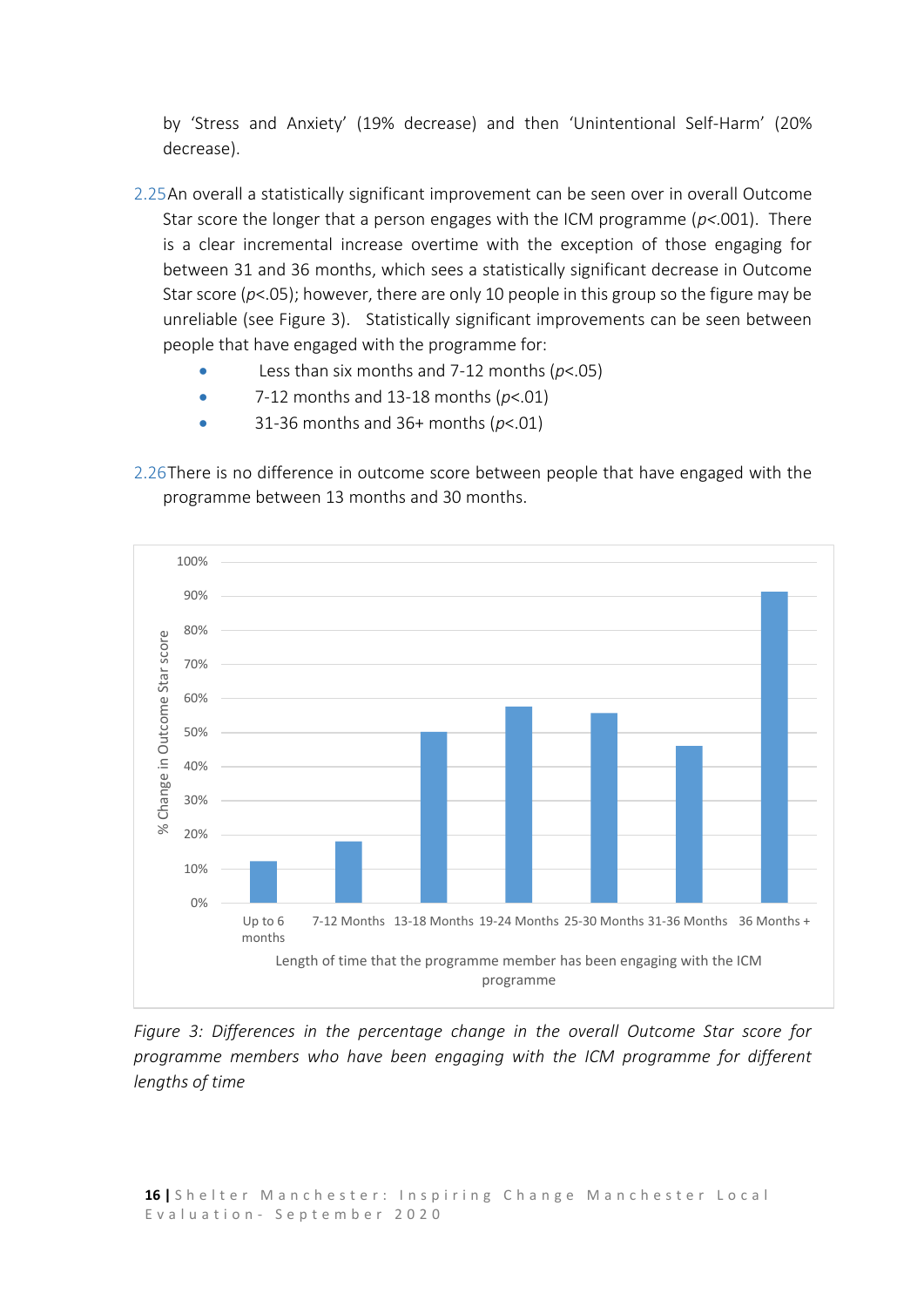by 'Stress and Anxiety' (19% decrease) and then 'Unintentional Self-Harm' (20% decrease).

2.25 An overall a statistically significant improvement can be seen over in overall Outcome Star score the longer that a person engages with the ICM programme ($p<.001$). There is a clear incremental increase overtime with the exception of those engaging for between 31 and 36 months, which sees a statistically significant decrease in Outcome Star score ($p<.05$); however, there are only 10 people in this group so the figure may be unreliable (see Figure 3). Statistically significant improvements can be seen between people that have engaged with the programme for:

- Less than six months and 7-12 months ($p<.05$)
- 7-12 months and 13-18 months ($p<.01$)
- 31-36 months and 36+ months ($p<.01$)

2.26 There is no difference in outcome score between people that have engaged with the programme between 13 months and 30 months.

*Figure 3: Differences in the percentage change in the overall Outcome Star score for programme members who have been engaging with the ICM programme for different lengths of time*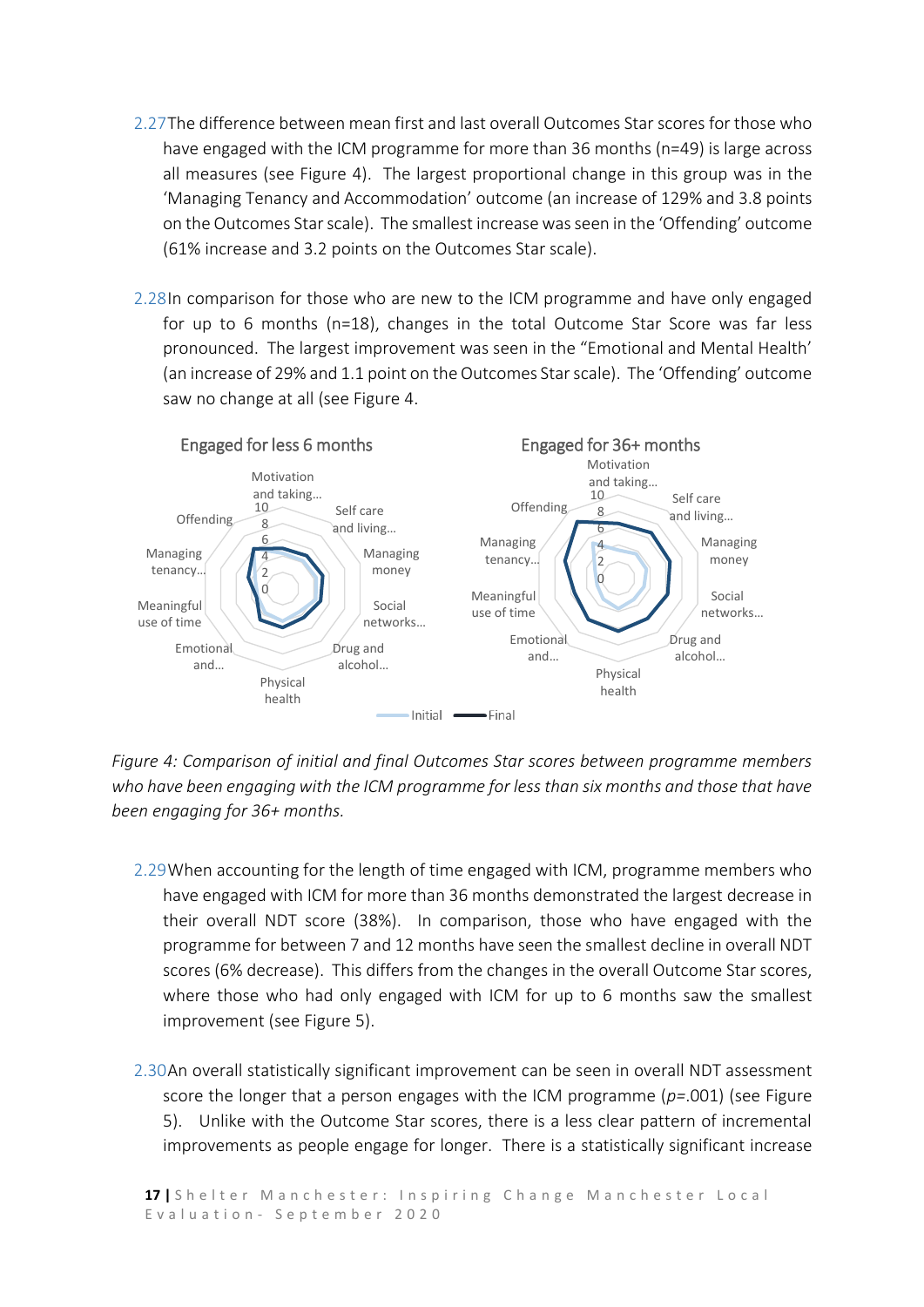2.27 The difference between mean first and last overall Outcomes Star scores for those who have engaged with the ICM programme for more than 36 months (n=49) is large across all measures (see Figure 4). The largest proportional change in this group was in the 'Managing Tenancy and Accommodation' outcome (an increase of 129% and 3.8 points on the Outcomes Star scale). The smallest increase was seen in the 'Offending' outcome (61% increase and 3.2 points on the Outcomes Star scale).

2.28 In comparison for those who are new to the ICM programme and have only engaged for up to 6 months (n=18), changes in the total Outcome Star Score was far less pronounced. The largest improvement was seen in the "Emotional and Mental Health' (an increase of 29% and 1.1 point on the Outcomes Star scale). The 'Offending' outcome saw no change at all (see Figure 4.

Engaged for less 6 months | Engaged for 36+ months

*Figure 4: Comparison of initial and final Outcomes Star scores between programme members who have been engaging with the ICM programme for less than six months and those that have been engaging for 36+ months.*

2.29 When accounting for the length of time engaged with ICM, programme members who have engaged with ICM for more than 36 months demonstrated the largest decrease in their overall NDT score (38%). In comparison, those who have engaged with the programme for between 7 and 12 months have seen the smallest decline in overall NDT scores (6% decrease). This differs from the changes in the overall Outcome Star scores, where those who had only engaged with ICM for up to 6 months saw the smallest improvement (see Figure 5).

2.30 An overall statistically significant improvement can be seen in overall NDT assessment score the longer that a person engages with the ICM programme ($p$=.001) (see Figure 5). Unlike with the Outcome Star scores, there is a less clear pattern of incremental improvements as people engage for longer. There is a statistically significant increase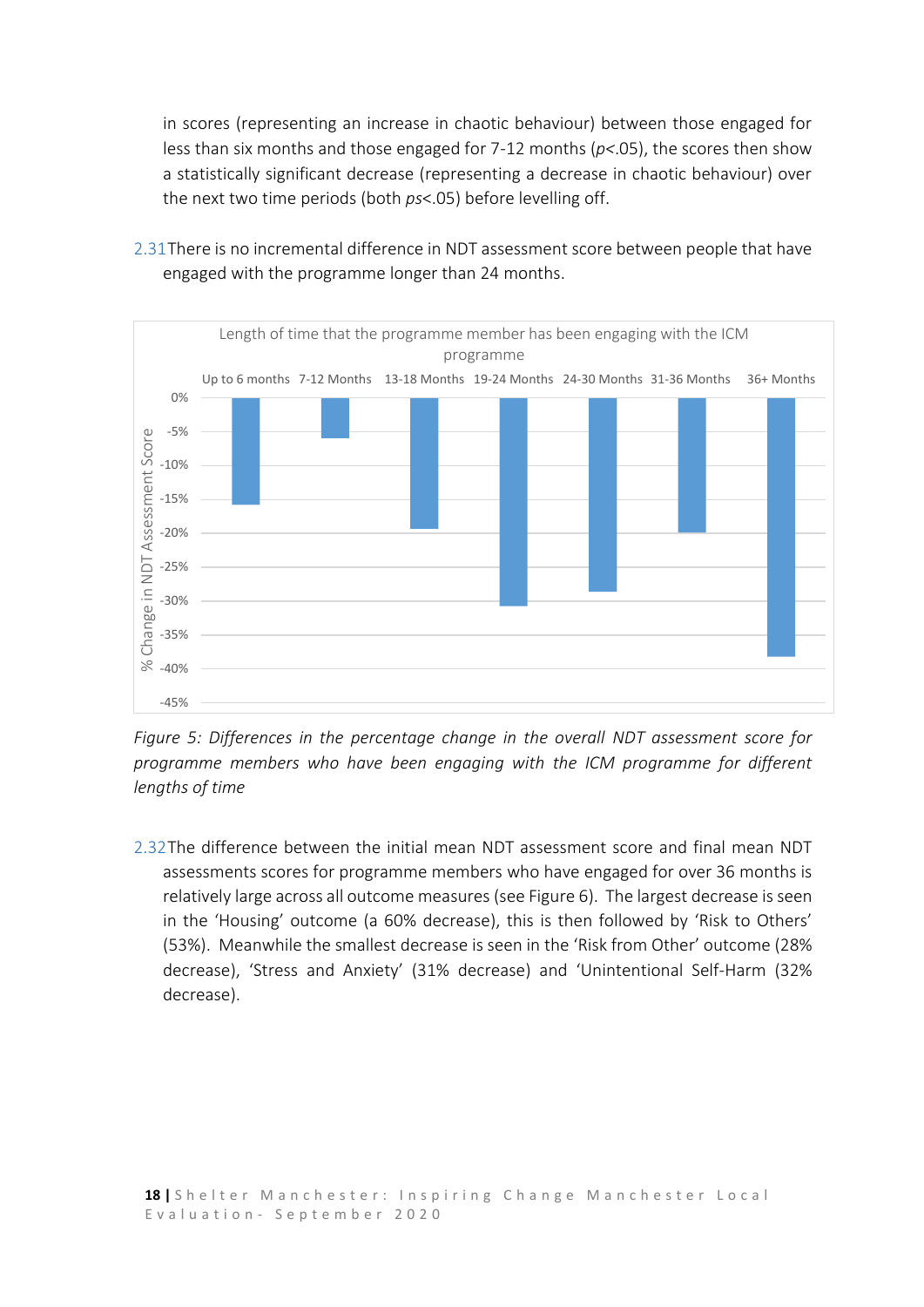in scores (representing an increase in chaotic behaviour) between those engaged for less than six months and those engaged for 7-12 months ($p<.05$), the scores then show a statistically significant decrease (representing a decrease in chaotic behaviour) over the next two time periods (both $ps<.05$) before levelling off.

2.31 There is no incremental difference in NDT assessment score between people that have engaged with the programme longer than 24 months.

*Figure 5: Differences in the percentage change in the overall NDT assessment score for programme members who have been engaging with the ICM programme for different lengths of time*

2.32 The difference between the initial mean NDT assessment score and final mean NDT assessments scores for programme members who have engaged for over 36 months is relatively large across all outcome measures (see Figure 6). The largest decrease is seen in the 'Housing' outcome (a 60% decrease), this is then followed by 'Risk to Others' (53%). Meanwhile the smallest decrease is seen in the 'Risk from Other' outcome (28% decrease), 'Stress and Anxiety' (31% decrease) and 'Unintentional Self-Harm (32% decrease).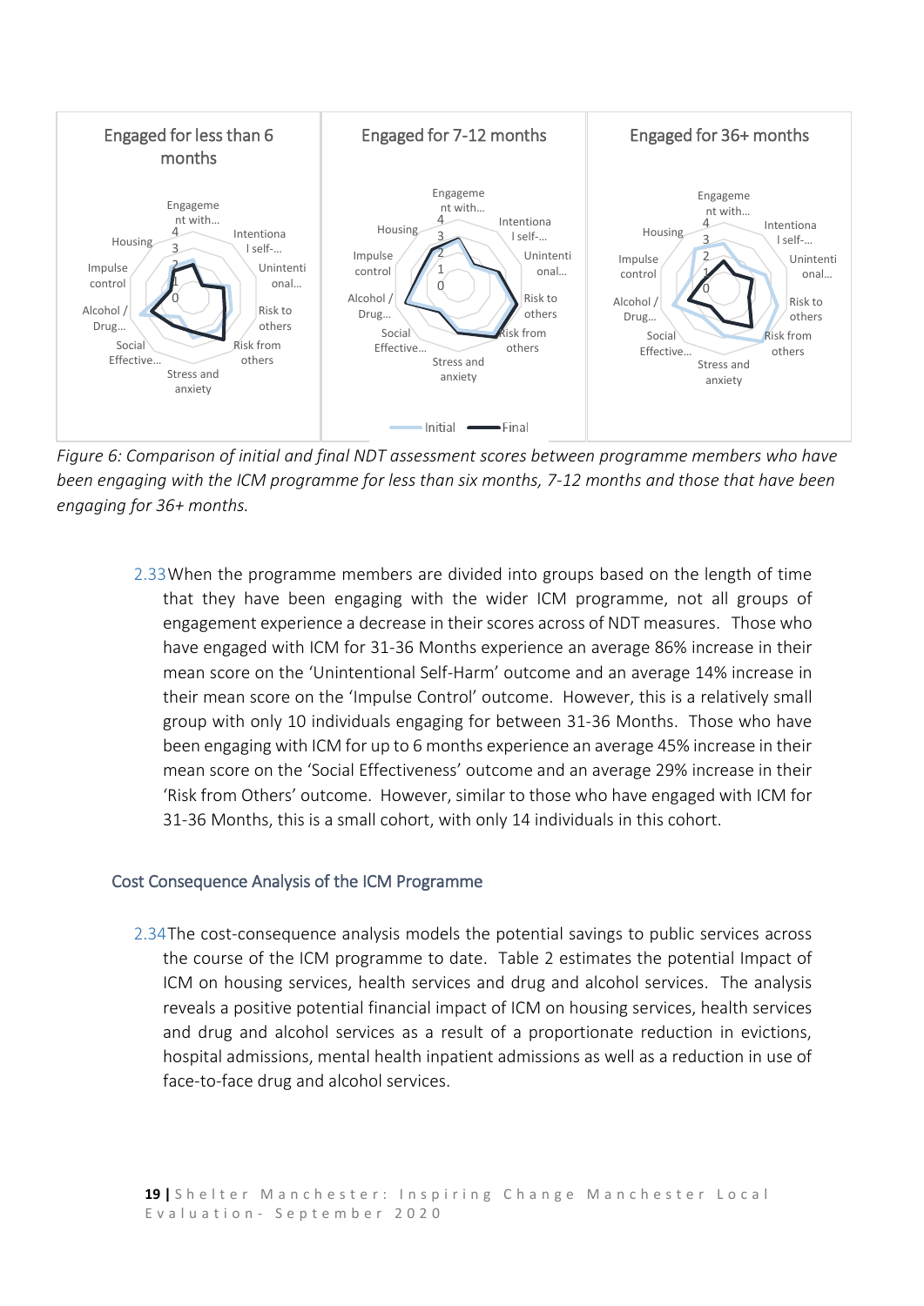*Figure 6: Comparison of initial and final NDT assessment scores between programme members who have been engaging with the ICM programme for less than six months, 7-12 months and those that have been engaging for 36+ months.*

2.33 When the programme members are divided into groups based on the length of time that they have been engaging with the wider ICM programme, not all groups of engagement experience a decrease in their scores across of NDT measures. Those who have engaged with ICM for 31-36 Months experience an average 86% increase in their mean score on the 'Unintentional Self-Harm' outcome and an average 14% increase in their mean score on the 'Impulse Control' outcome. However, this is a relatively small group with only 10 individuals engaging for between 31-36 Months. Those who have been engaging with ICM for up to 6 months experience an average 45% increase in their mean score on the 'Social Effectiveness' outcome and an average 29% increase in their 'Risk from Others' outcome. However, similar to those who have engaged with ICM for 31-36 Months, this is a small cohort, with only 14 individuals in this cohort.

### Cost Consequence Analysis of the ICM Programme

2.34 The cost-consequence analysis models the potential savings to public services across the course of the ICM programme to date. Table 2 estimates the potential Impact of ICM on housing services, health services and drug and alcohol services. The analysis reveals a positive potential financial impact of ICM on housing services, health services and drug and alcohol services as a result of a proportionate reduction in evictions, hospital admissions, mental health inpatient admissions as well as a reduction in use of face-to-face drug and alcohol services.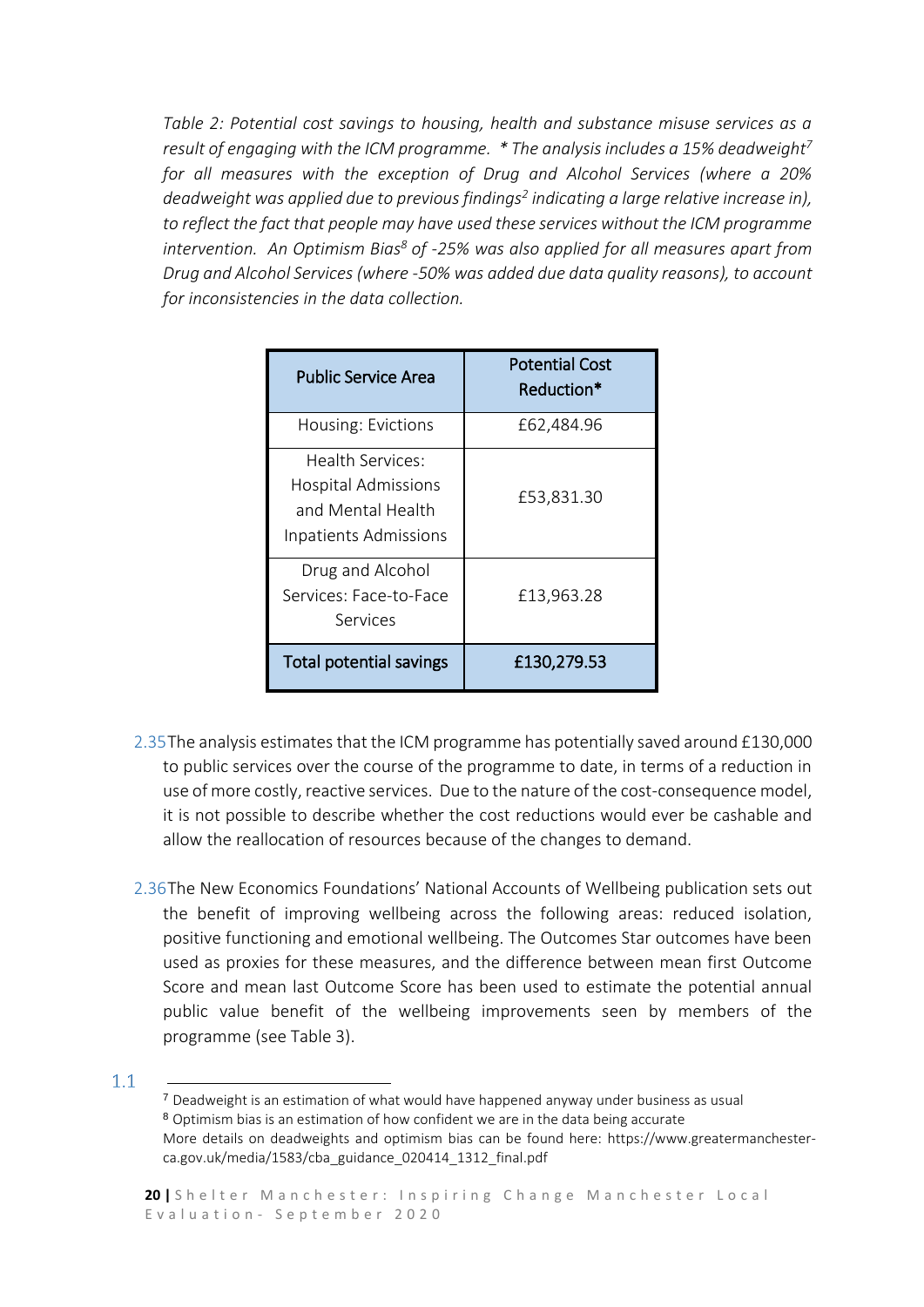*Table 2: Potential cost savings to housing, health and substance misuse services as a result of engaging with the ICM programme. * The analysis includes a 15% deadweight[7] for all measures with the exception of Drug and Alcohol Services (where a 20% deadweight was applied due to previous findings[2] indicating a large relative increase in), to reflect the fact that people may have used these services without the ICM programme intervention. An Optimism Bias[8] of -25% was also applied for all measures apart from Drug and Alcohol Services (where -50% was added due data quality reasons), to account for inconsistencies in the data collection.*

| Public Service Area | Potential Cost Reduction* |
|---|---|
| Housing: Evictions | £62,484.96 |
| Health Services: Hospital Admissions and Mental Health Inpatients Admissions | £53,831.30 |
| Drug and Alcohol Services: Face-to-Face Services | £13,963.28 |
| **Total potential savings** | **£130,279.53** |

2.35 The analysis estimates that the ICM programme has potentially saved around £130,000 to public services over the course of the programme to date, in terms of a reduction in use of more costly, reactive services. Due to the nature of the cost-consequence model, it is not possible to describe whether the cost reductions would ever be cashable and allow the reallocation of resources because of the changes to demand.

2.36 The New Economics Foundations' National Accounts of Wellbeing publication sets out the benefit of improving wellbeing across the following areas: reduced isolation, positive functioning and emotional wellbeing. The Outcomes Star outcomes have been used as proxies for these measures, and the difference between mean first Outcome Score and mean last Outcome Score has been used to estimate the potential annual public value benefit of the wellbeing improvements seen by members of the programme (see Table 3).

1.1

[7] Deadweight is an estimation of what would have happened anyway under business as usual

[8] Optimism bias is an estimation of how confident we are in the data being accurate

More details on deadweights and optimism bias can be found here: https://www.greatermanchester-ca.gov.uk/media/1583/cba_guidance_020414_1312_final.pdf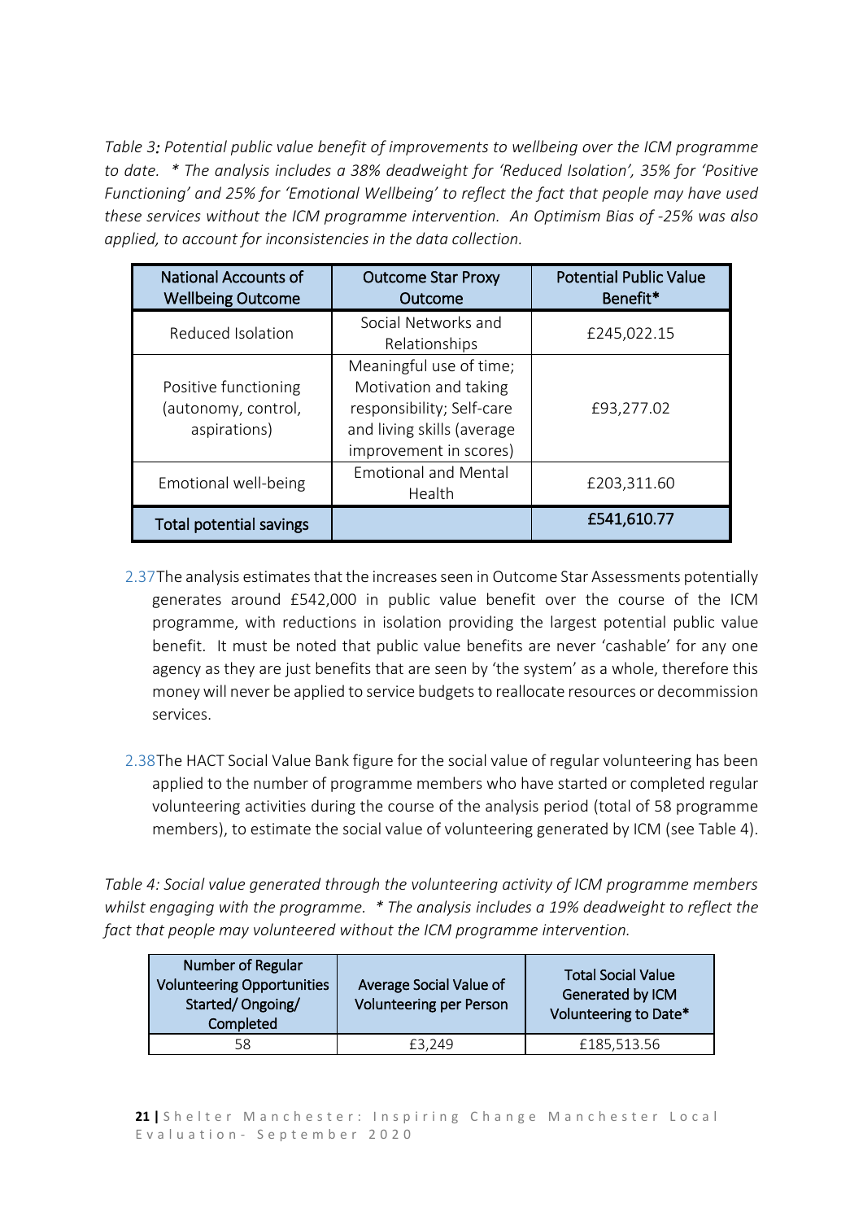*Table 3: Potential public value benefit of improvements to wellbeing over the ICM programme to date. * The analysis includes a 38% deadweight for 'Reduced Isolation', 35% for 'Positive Functioning' and 25% for 'Emotional Wellbeing' to reflect the fact that people may have used these services without the ICM programme intervention. An Optimism Bias of -25% was also applied, to account for inconsistencies in the data collection.*

| National Accounts of Wellbeing Outcome | Outcome Star Proxy Outcome | Potential Public Value Benefit* |
| --- | --- | --- |
| Reduced Isolation | Social Networks and Relationships | £245,022.15 |
| Positive functioning (autonomy, control, aspirations) | Meaningful use of time; Motivation and taking responsibility; Self-care and living skills (average improvement in scores) | £93,277.02 |
| Emotional well-being | Emotional and Mental Health | £203,311.60 |
| **Total potential savings** | | **£541,610.77** |

2.37 The analysis estimates that the increases seen in Outcome Star Assessments potentially generates around £542,000 in public value benefit over the course of the ICM programme, with reductions in isolation providing the largest potential public value benefit. It must be noted that public value benefits are never 'cashable' for any one agency as they are just benefits that are seen by 'the system' as a whole, therefore this money will never be applied to service budgets to reallocate resources or decommission services.

2.38 The HACT Social Value Bank figure for the social value of regular volunteering has been applied to the number of programme members who have started or completed regular volunteering activities during the course of the analysis period (total of 58 programme members), to estimate the social value of volunteering generated by ICM (see Table 4).

*Table 4: Social value generated through the volunteering activity of ICM programme members whilst engaging with the programme. * The analysis includes a 19% deadweight to reflect the fact that people may volunteered without the ICM programme intervention.*

| Number of Regular Volunteering Opportunities Started/ Ongoing/ Completed | Average Social Value of Volunteering per Person | Total Social Value Generated by ICM Volunteering to Date* |
| --- | --- | --- |
| 58 | £3,249 | £185,513.56 |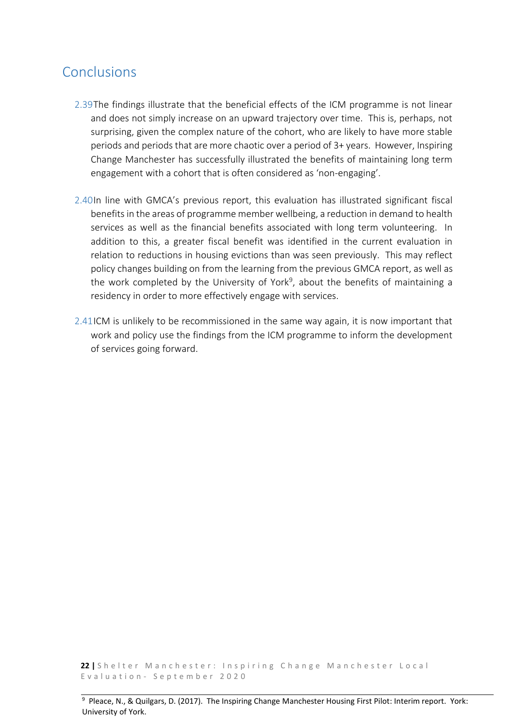## Conclusions

2.39 The findings illustrate that the beneficial effects of the ICM programme is not linear and does not simply increase on an upward trajectory over time. This is, perhaps, not surprising, given the complex nature of the cohort, who are likely to have more stable periods and periods that are more chaotic over a period of 3+ years. However, Inspiring Change Manchester has successfully illustrated the benefits of maintaining long term engagement with a cohort that is often considered as 'non-engaging'.

2.40 In line with GMCA's previous report, this evaluation has illustrated significant fiscal benefits in the areas of programme member wellbeing, a reduction in demand to health services as well as the financial benefits associated with long term volunteering. In addition to this, a greater fiscal benefit was identified in the current evaluation in relation to reductions in housing evictions than was seen previously. This may reflect policy changes building on from the learning from the previous GMCA report, as well as the work completed by the University of York[9], about the benefits of maintaining a residency in order to more effectively engage with services.

2.41 ICM is unlikely to be recommissioned in the same way again, it is now important that work and policy use the findings from the ICM programme to inform the development of services going forward.

[9] Pleace, N., & Quilgars, D. (2017). The Inspiring Change Manchester Housing First Pilot: Interim report. York: University of York.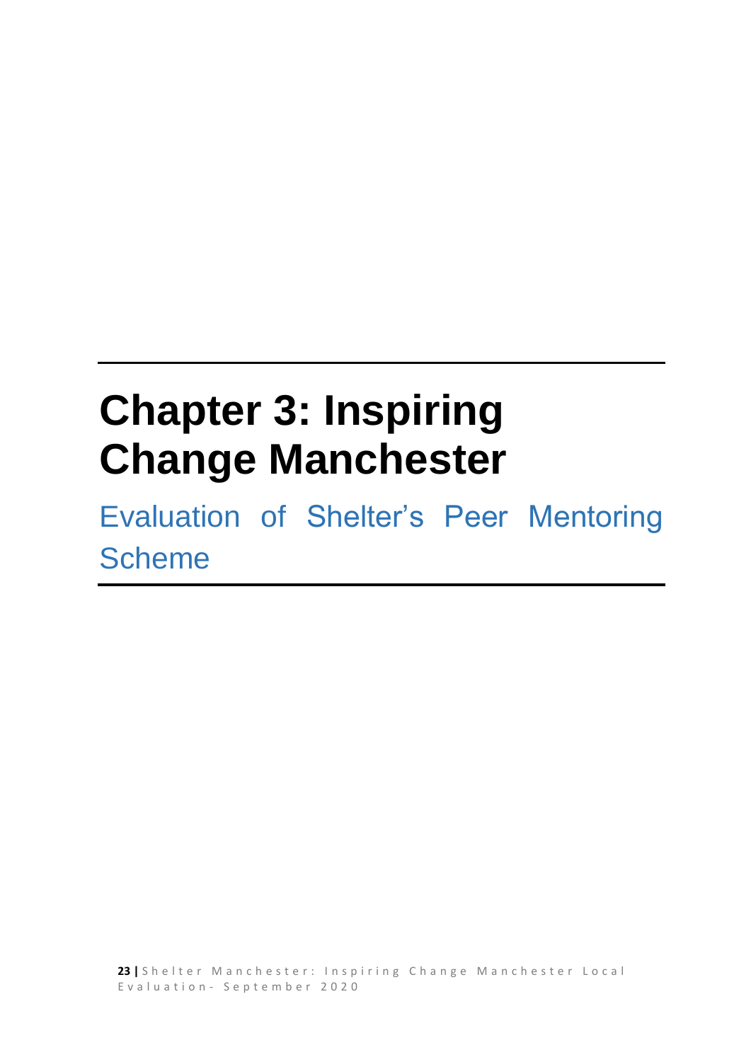# Chapter 3: Inspiring Change Manchester

## Evaluation of Shelter's Peer Mentoring Scheme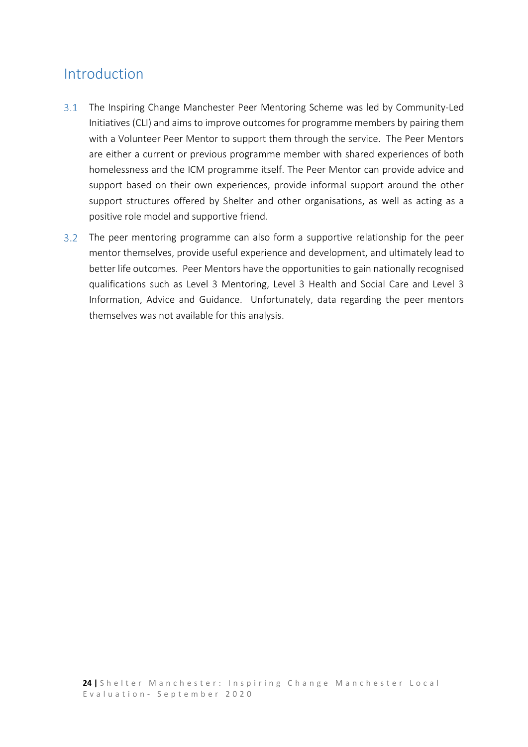## Introduction

3.1 The Inspiring Change Manchester Peer Mentoring Scheme was led by Community-Led Initiatives (CLI) and aims to improve outcomes for programme members by pairing them with a Volunteer Peer Mentor to support them through the service. The Peer Mentors are either a current or previous programme member with shared experiences of both homelessness and the ICM programme itself. The Peer Mentor can provide advice and support based on their own experiences, provide informal support around the other support structures offered by Shelter and other organisations, as well as acting as a positive role model and supportive friend.

3.2 The peer mentoring programme can also form a supportive relationship for the peer mentor themselves, provide useful experience and development, and ultimately lead to better life outcomes. Peer Mentors have the opportunities to gain nationally recognised qualifications such as Level 3 Mentoring, Level 3 Health and Social Care and Level 3 Information, Advice and Guidance. Unfortunately, data regarding the peer mentors themselves was not available for this analysis.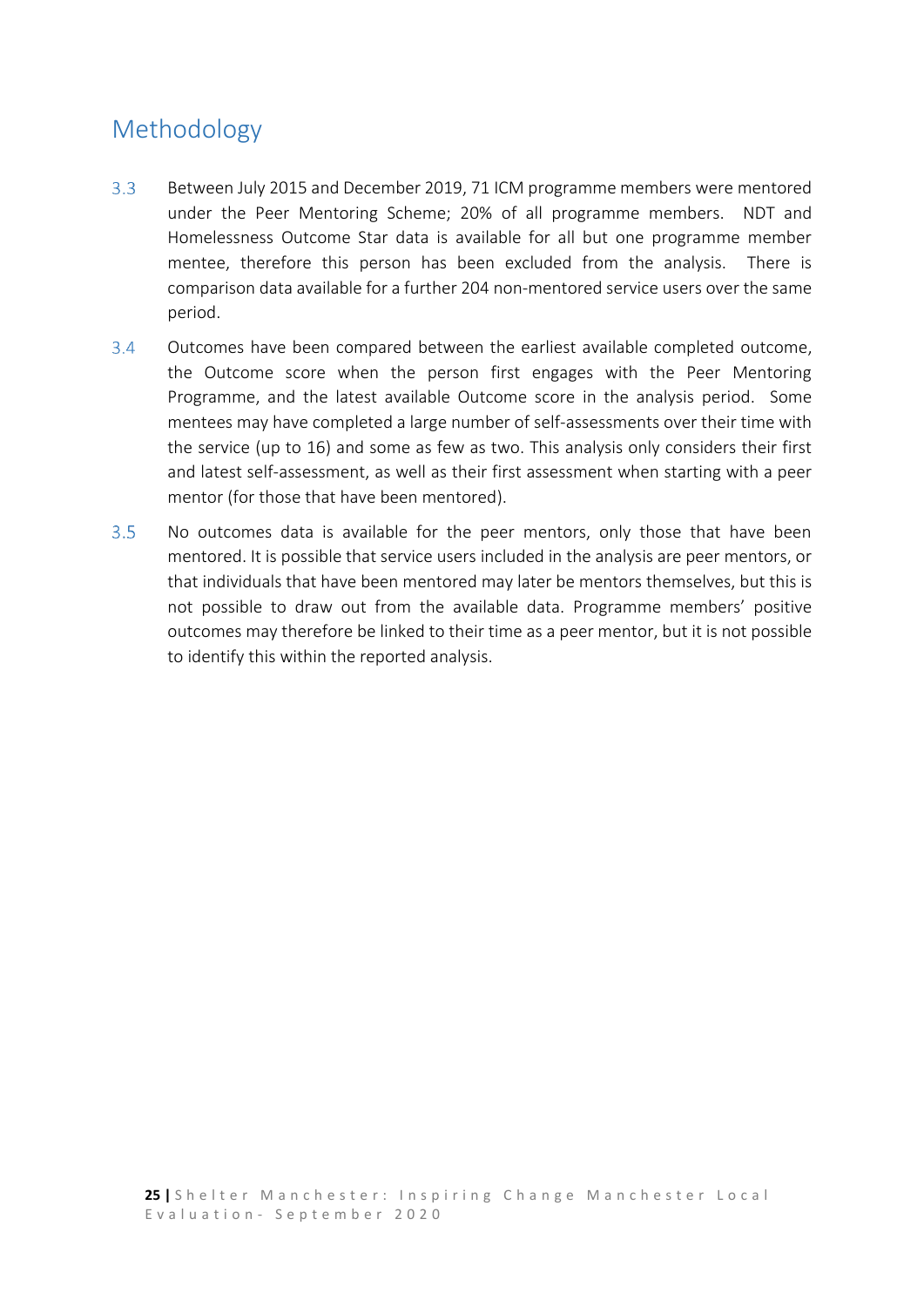## Methodology

3.3 Between July 2015 and December 2019, 71 ICM programme members were mentored under the Peer Mentoring Scheme; 20% of all programme members. NDT and Homelessness Outcome Star data is available for all but one programme member mentee, therefore this person has been excluded from the analysis. There is comparison data available for a further 204 non-mentored service users over the same period.

3.4 Outcomes have been compared between the earliest available completed outcome, the Outcome score when the person first engages with the Peer Mentoring Programme, and the latest available Outcome score in the analysis period. Some mentees may have completed a large number of self-assessments over their time with the service (up to 16) and some as few as two. This analysis only considers their first and latest self-assessment, as well as their first assessment when starting with a peer mentor (for those that have been mentored).

3.5 No outcomes data is available for the peer mentors, only those that have been mentored. It is possible that service users included in the analysis are peer mentors, or that individuals that have been mentored may later be mentors themselves, but this is not possible to draw out from the available data. Programme members' positive outcomes may therefore be linked to their time as a peer mentor, but it is not possible to identify this within the reported analysis.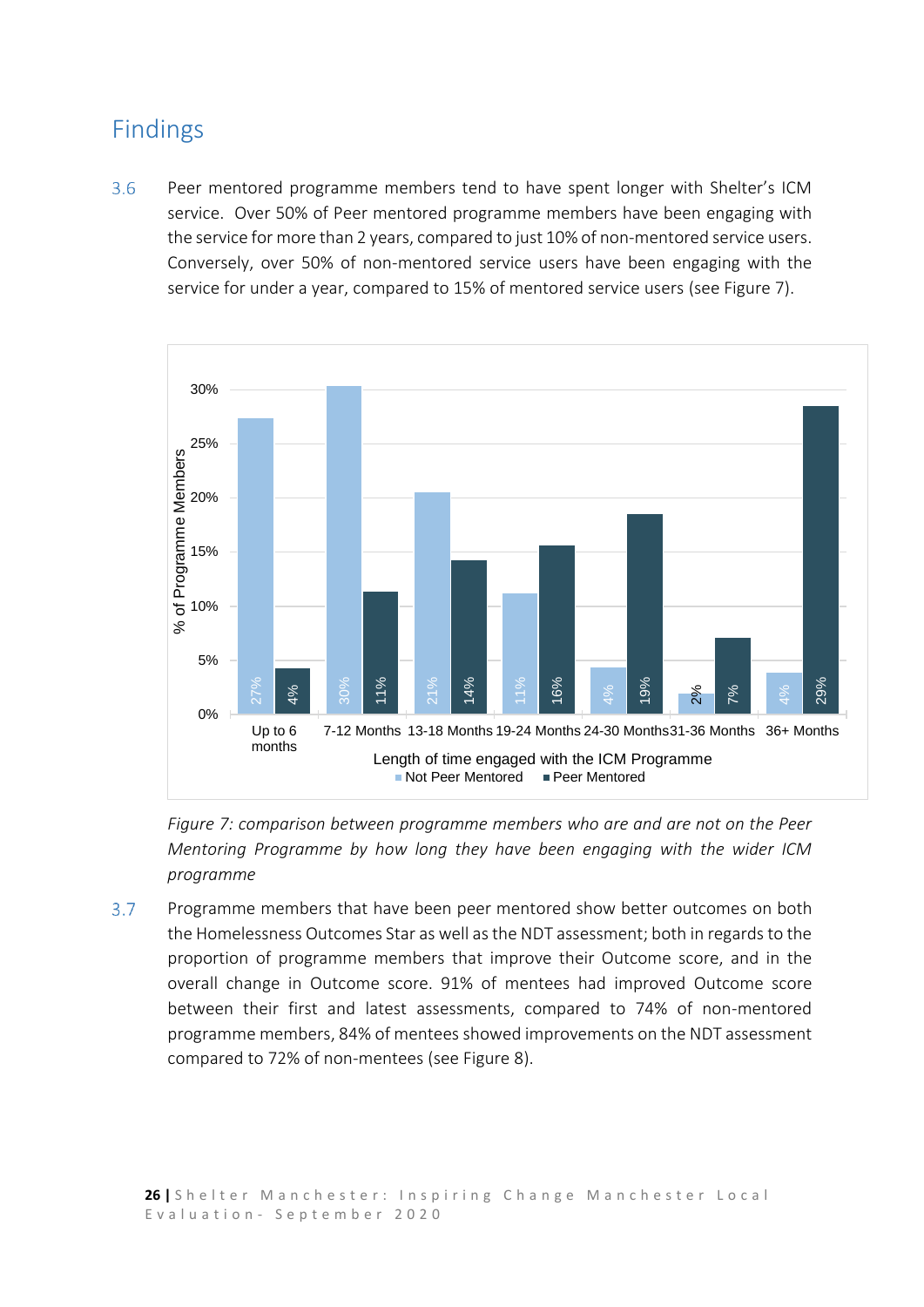## Findings

3.6 Peer mentored programme members tend to have spent longer with Shelter's ICM service. Over 50% of Peer mentored programme members have been engaging with the service for more than 2 years, compared to just 10% of non-mentored service users. Conversely, over 50% of non-mentored service users have been engaging with the service for under a year, compared to 15% of mentored service users (see Figure 7).

| Length of time engaged with the ICM Programme | Not Peer Mentored | Peer Mentored |
| --- | --- | --- |
| Up to 6 months | 27% | 4% |
| 7-12 Months | 30% | 11% |
| 13-18 Months | 21% | 14% |
| 19-24 Months | 11% | 16% |
| 24-30 Months | 4% | 19% |
| 31-36 Months | 2% | 7% |
| 36+ Months | 4% | 29% |

*Figure 7: comparison between programme members who are and are not on the Peer Mentoring Programme by how long they have been engaging with the wider ICM programme*

3.7 Programme members that have been peer mentored show better outcomes on both the Homelessness Outcomes Star as well as the NDT assessment; both in regards to the proportion of programme members that improve their Outcome score, and in the overall change in Outcome score. 91% of mentees had improved Outcome score between their first and latest assessments, compared to 74% of non-mentored programme members, 84% of mentees showed improvements on the NDT assessment compared to 72% of non-mentees (see Figure 8).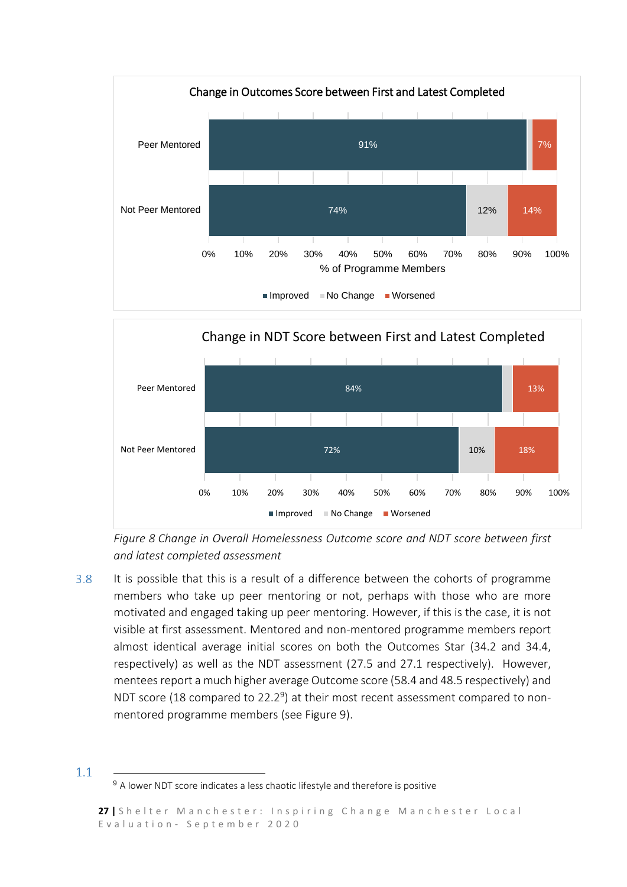Change in Outcomes Score between First and Latest Completed

| | Improved | No Change | Worsened |
|---|---|---|---|
| Peer Mentored | 91% | | 7% |
| Not Peer Mentored | 74% | 12% | 14% |

Change in NDT Score between First and Latest Completed

| | Improved | No Change | Worsened |
|---|---|---|---|
| Peer Mentored | 84% | | 13% |
| Not Peer Mentored | 72% | 10% | 18% |

*Figure 8 Change in Overall Homelessness Outcome score and NDT score between first and latest completed assessment*

3.8 It is possible that this is a result of a difference between the cohorts of programme members who take up peer mentoring or not, perhaps with those who are more motivated and engaged taking up peer mentoring. However, if this is the case, it is not visible at first assessment. Mentored and non-mentored programme members report almost identical average initial scores on both the Outcomes Star (34.2 and 34.4, respectively) as well as the NDT assessment (27.5 and 27.1 respectively). However, mentees report a much higher average Outcome score (58.4 and 48.5 respectively) and NDT score (18 compared to 22.2[9]) at their most recent assessment compared to non-mentored programme members (see Figure 9).

1.1

[9] A lower NDT score indicates a less chaotic lifestyle and therefore is positive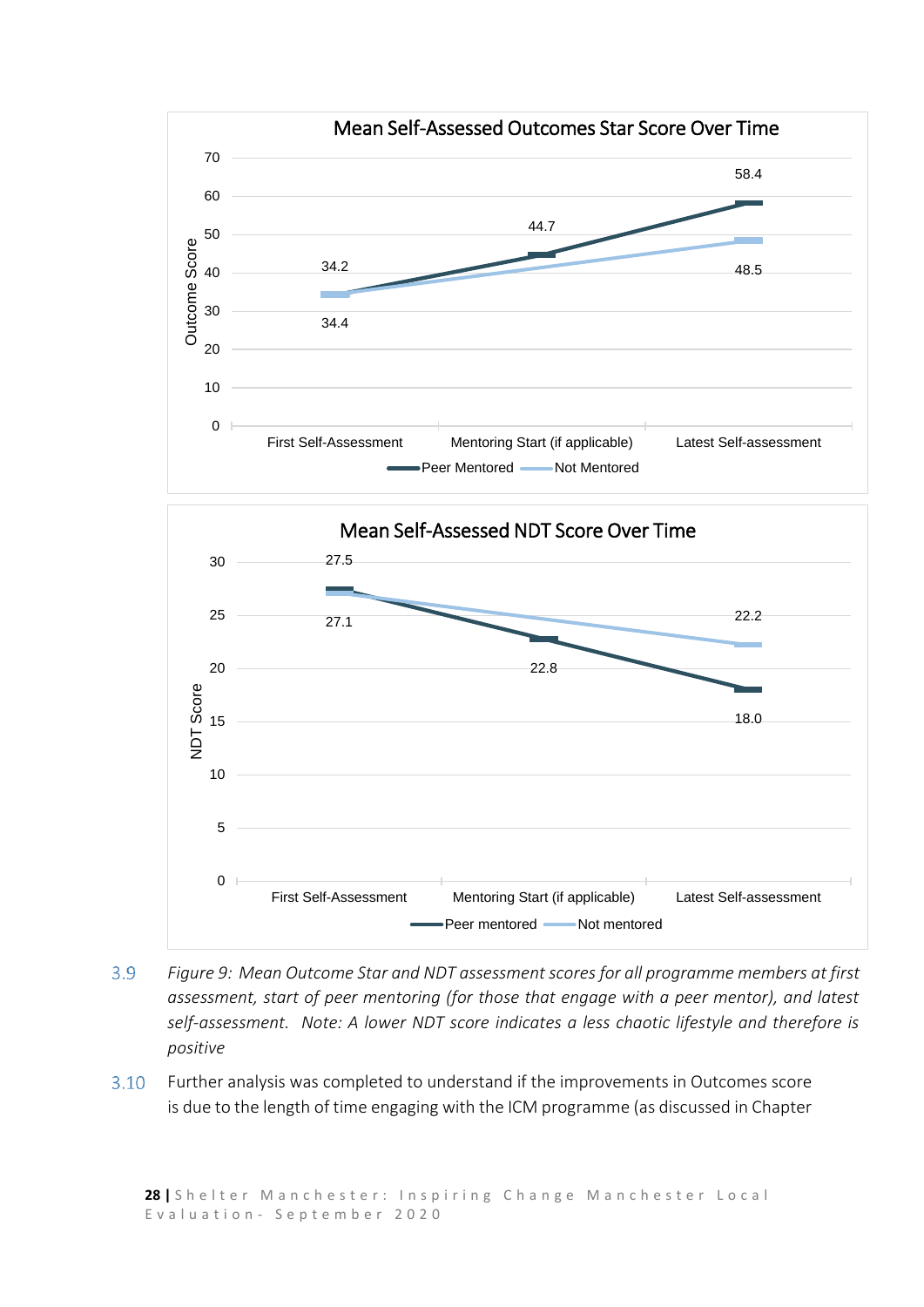**Mean Self-Assessed Outcomes Star Score Over Time**

| | First Self-Assessment | Mentoring Start (if applicable) | Latest Self-assessment |
| --- | --- | --- | --- |
| Peer Mentored | 34.2 | 44.7 | 58.4 |
| Not Mentored | 34.4 | | 48.5 |

**Mean Self-Assessed NDT Score Over Time**

| | First Self-Assessment | Mentoring Start (if applicable) | Latest Self-assessment |
| --- | --- | --- | --- |
| Peer mentored | 27.5 | 22.8 | 18.0 |
| Not mentored | 27.1 | | 22.2 |

3.9 *Figure 9: Mean Outcome Star and NDT assessment scores for all programme members at first assessment, start of peer mentoring (for those that engage with a peer mentor), and latest self-assessment. Note: A lower NDT score indicates a less chaotic lifestyle and therefore is positive*

3.10 Further analysis was completed to understand if the improvements in Outcomes score is due to the length of time engaging with the ICM programme (as discussed in Chapter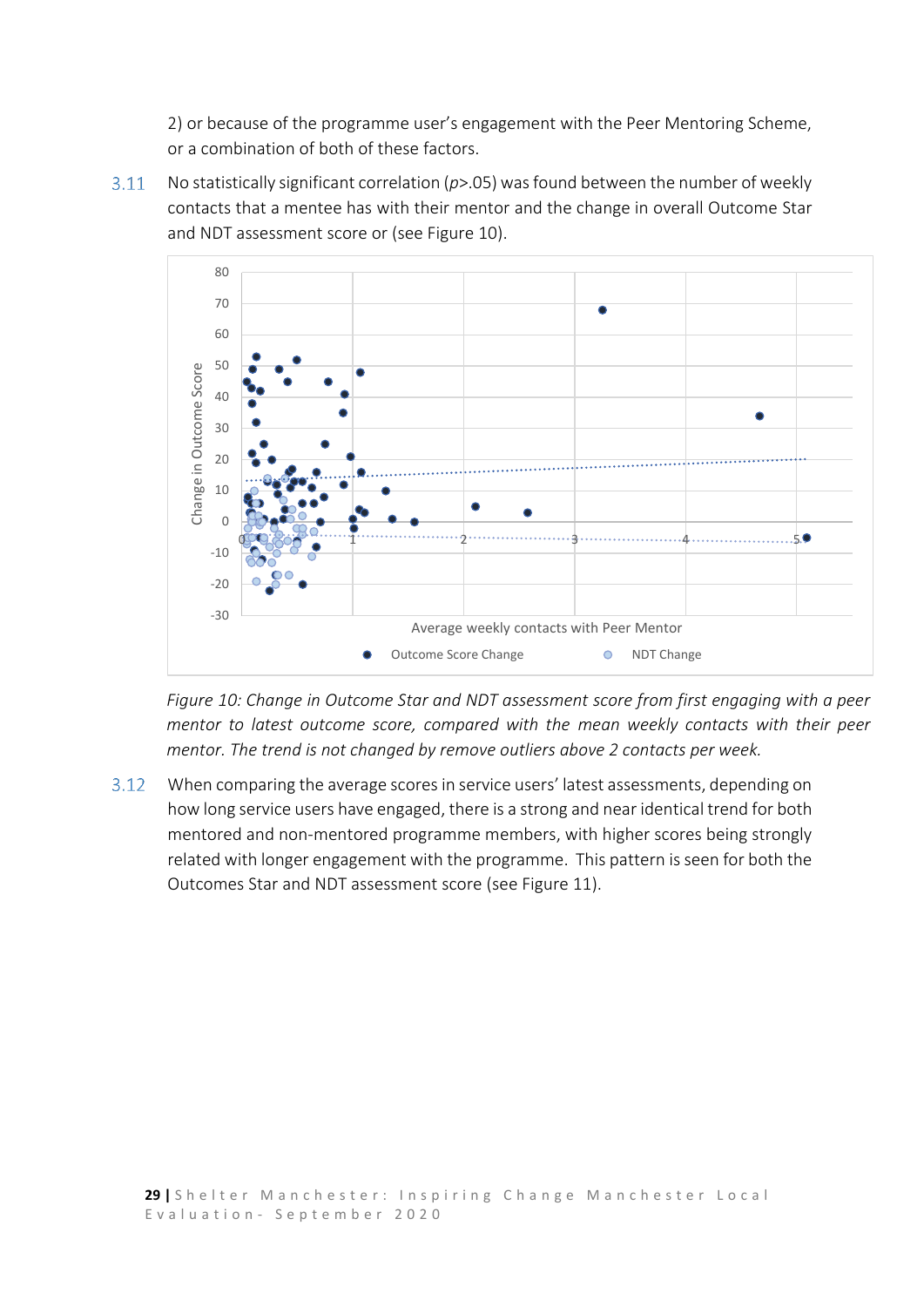2) or because of the programme user's engagement with the Peer Mentoring Scheme, or a combination of both of these factors.

3.11 No statistically significant correlation (*p*>.05) was found between the number of weekly contacts that a mentee has with their mentor and the change in overall Outcome Star and NDT assessment score or (see Figure 10).

*Figure 10: Change in Outcome Star and NDT assessment score from first engaging with a peer mentor to latest outcome score, compared with the mean weekly contacts with their peer mentor. The trend is not changed by remove outliers above 2 contacts per week.*

3.12 When comparing the average scores in service users' latest assessments, depending on how long service users have engaged, there is a strong and near identical trend for both mentored and non-mentored programme members, with higher scores being strongly related with longer engagement with the programme. This pattern is seen for both the Outcomes Star and NDT assessment score (see Figure 11).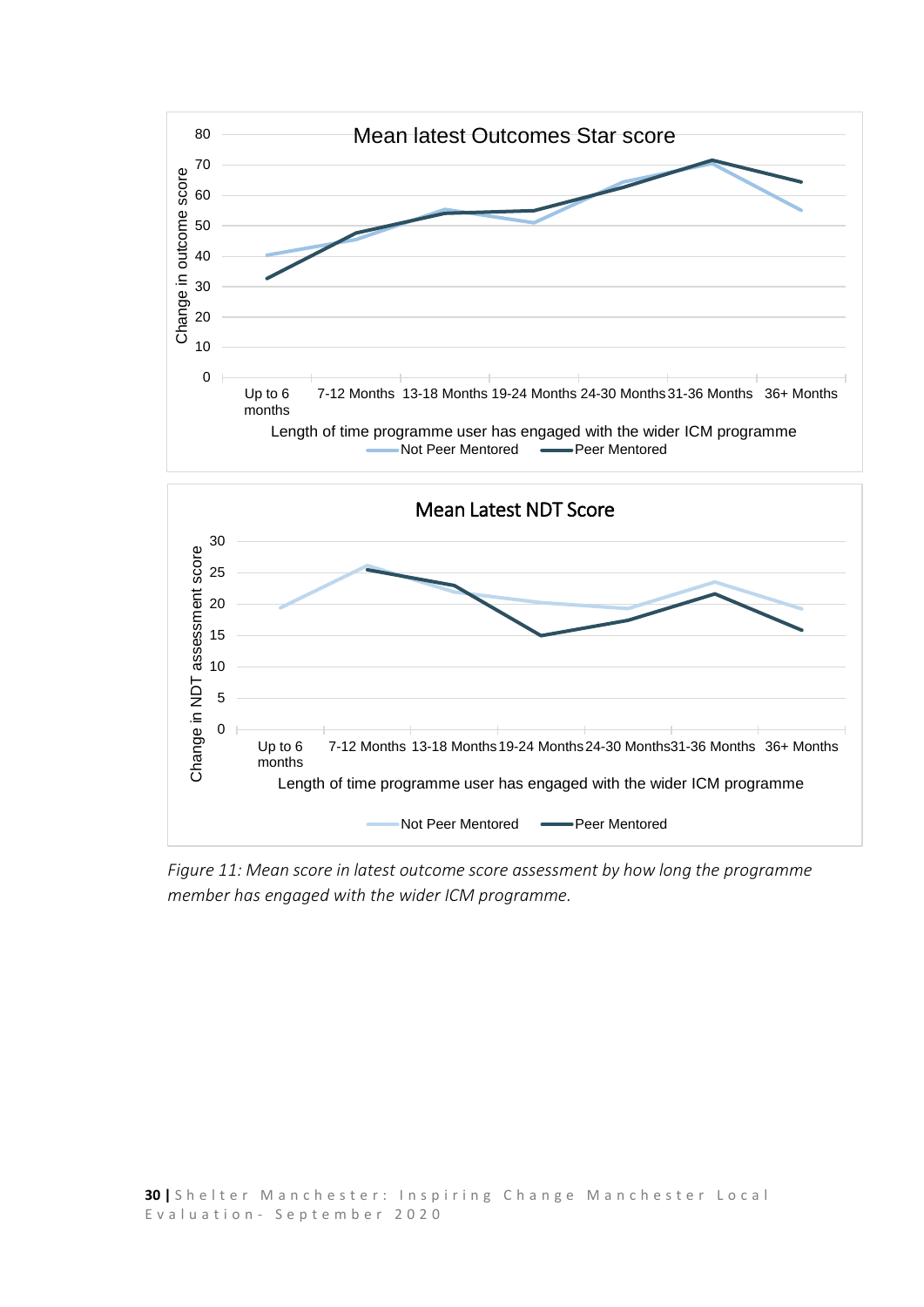Mean latest Outcomes Star score

Change in outcome score

Length of time programme user has engaged with the wider ICM programme

Up to 6 months | 7-12 Months | 13-18 Months | 19-24 Months | 24-30 Months | 31-36 Months | 36+ Months

Not Peer Mentored — Peer Mentored

Mean Latest NDT Score

Change in NDT assessment score

Length of time programme user has engaged with the wider ICM programme

Up to 6 months | 7-12 Months | 13-18 Months | 19-24 Months | 24-30 Months | 31-36 Months | 36+ Months

Not Peer Mentored — Peer Mentored

*Figure 11: Mean score in latest outcome score assessment by how long the programme member has engaged with the wider ICM programme.*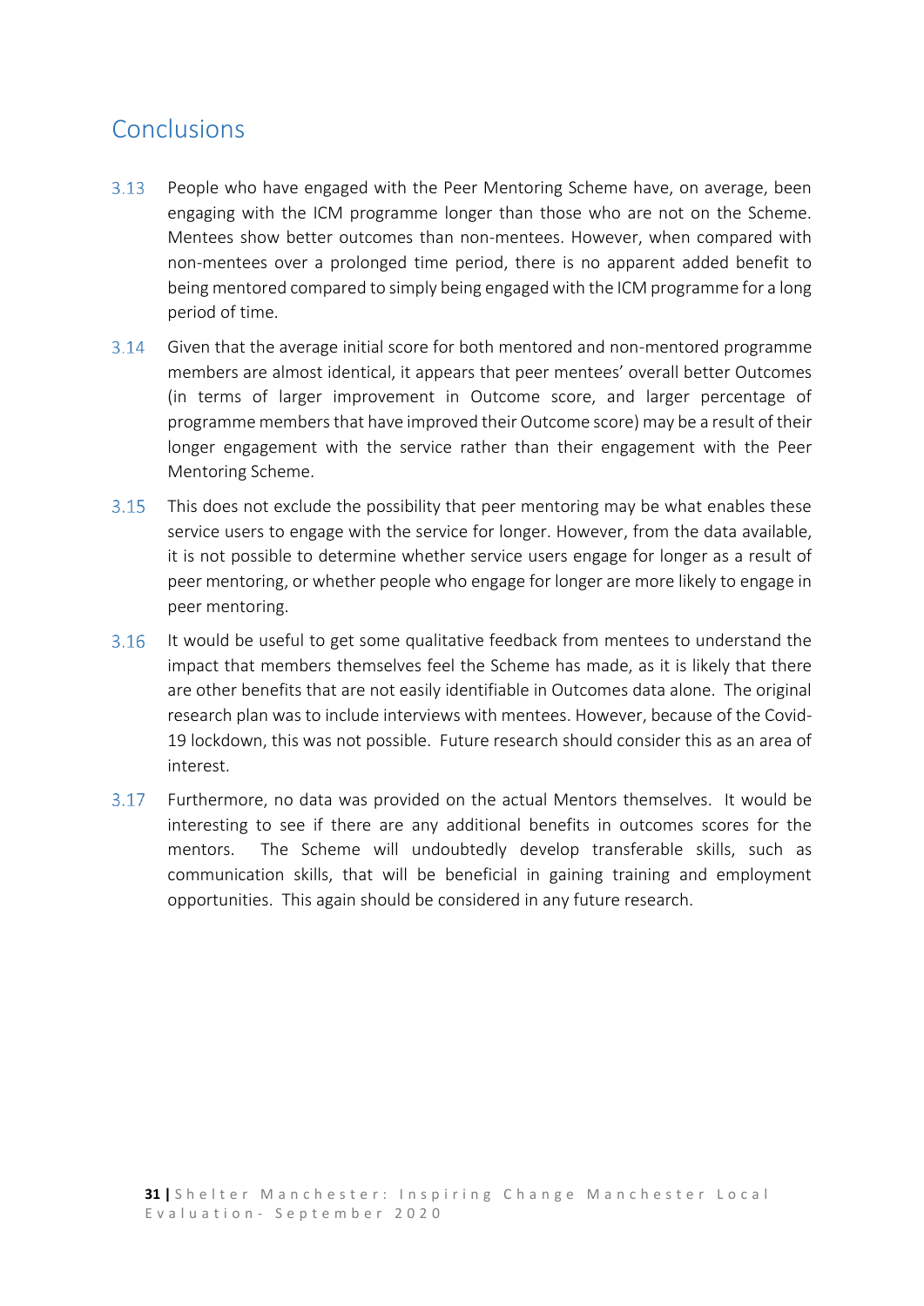## Conclusions

3.13 People who have engaged with the Peer Mentoring Scheme have, on average, been engaging with the ICM programme longer than those who are not on the Scheme. Mentees show better outcomes than non-mentees. However, when compared with non-mentees over a prolonged time period, there is no apparent added benefit to being mentored compared to simply being engaged with the ICM programme for a long period of time.

3.14 Given that the average initial score for both mentored and non-mentored programme members are almost identical, it appears that peer mentees' overall better Outcomes (in terms of larger improvement in Outcome score, and larger percentage of programme members that have improved their Outcome score) may be a result of their longer engagement with the service rather than their engagement with the Peer Mentoring Scheme.

3.15 This does not exclude the possibility that peer mentoring may be what enables these service users to engage with the service for longer. However, from the data available, it is not possible to determine whether service users engage for longer as a result of peer mentoring, or whether people who engage for longer are more likely to engage in peer mentoring.

3.16 It would be useful to get some qualitative feedback from mentees to understand the impact that members themselves feel the Scheme has made, as it is likely that there are other benefits that are not easily identifiable in Outcomes data alone. The original research plan was to include interviews with mentees. However, because of the Covid-19 lockdown, this was not possible. Future research should consider this as an area of interest.

3.17 Furthermore, no data was provided on the actual Mentors themselves. It would be interesting to see if there are any additional benefits in outcomes scores for the mentors. The Scheme will undoubtedly develop transferable skills, such as communication skills, that will be beneficial in gaining training and employment opportunities. This again should be considered in any future research.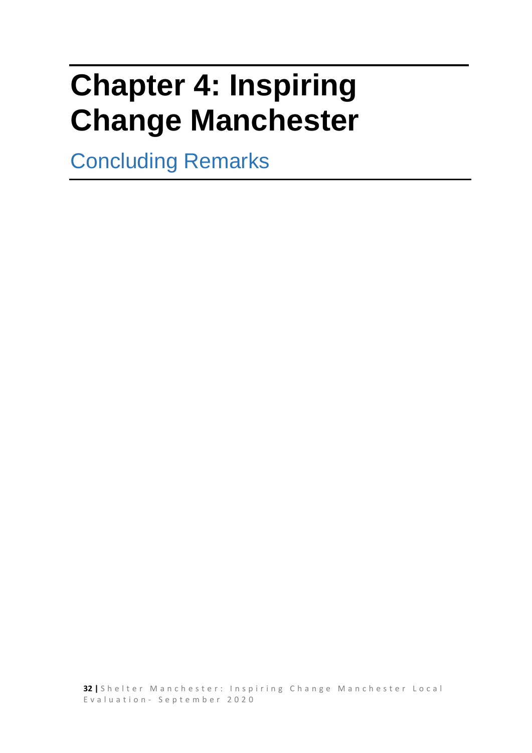# Chapter 4: Inspiring Change Manchester

## Concluding Remarks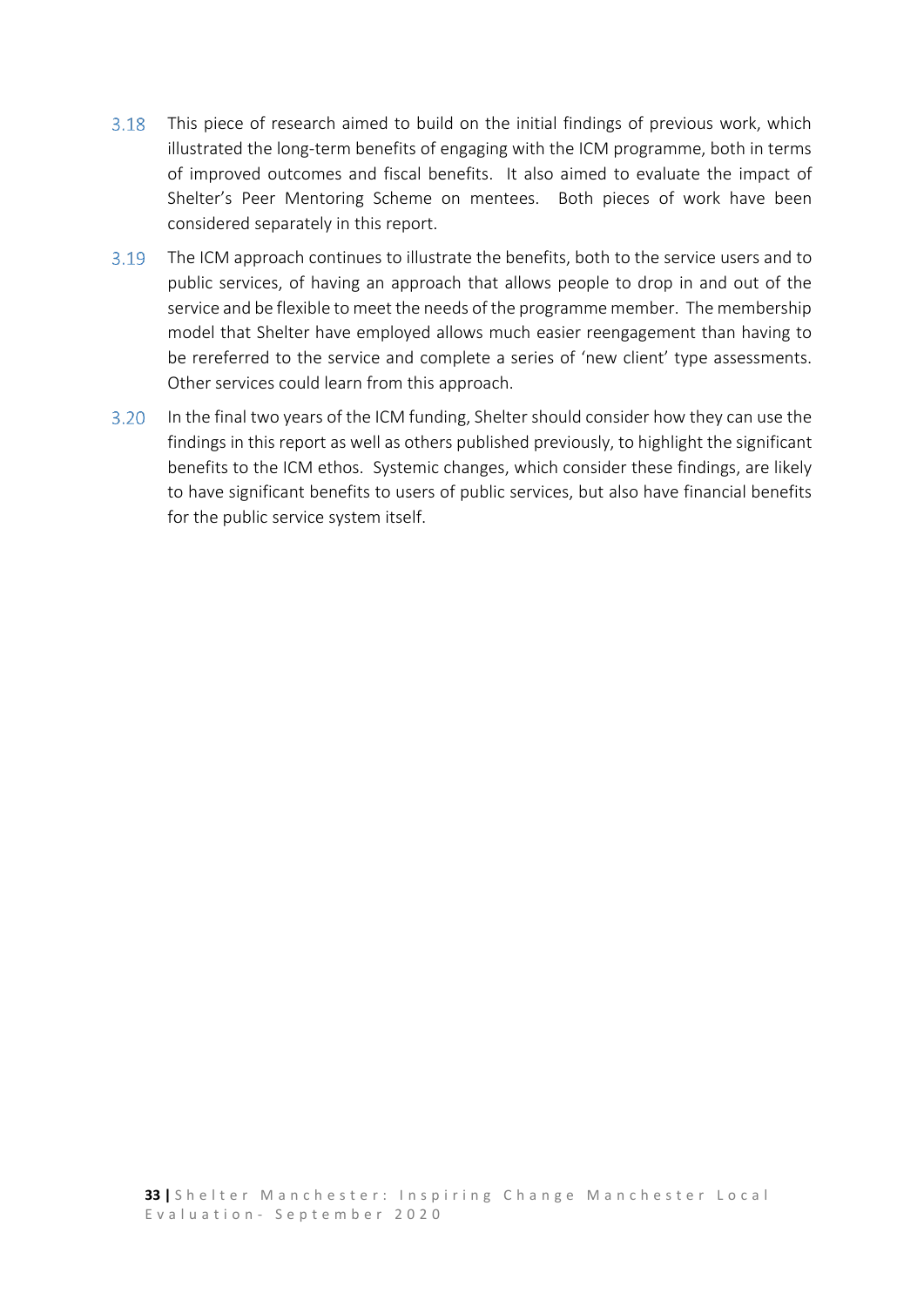3.18 This piece of research aimed to build on the initial findings of previous work, which illustrated the long-term benefits of engaging with the ICM programme, both in terms of improved outcomes and fiscal benefits. It also aimed to evaluate the impact of Shelter's Peer Mentoring Scheme on mentees. Both pieces of work have been considered separately in this report.

3.19 The ICM approach continues to illustrate the benefits, both to the service users and to public services, of having an approach that allows people to drop in and out of the service and be flexible to meet the needs of the programme member. The membership model that Shelter have employed allows much easier reengagement than having to be rereferred to the service and complete a series of 'new client' type assessments. Other services could learn from this approach.

3.20 In the final two years of the ICM funding, Shelter should consider how they can use the findings in this report as well as others published previously, to highlight the significant benefits to the ICM ethos. Systemic changes, which consider these findings, are likely to have significant benefits to users of public services, but also have financial benefits for the public service system itself.